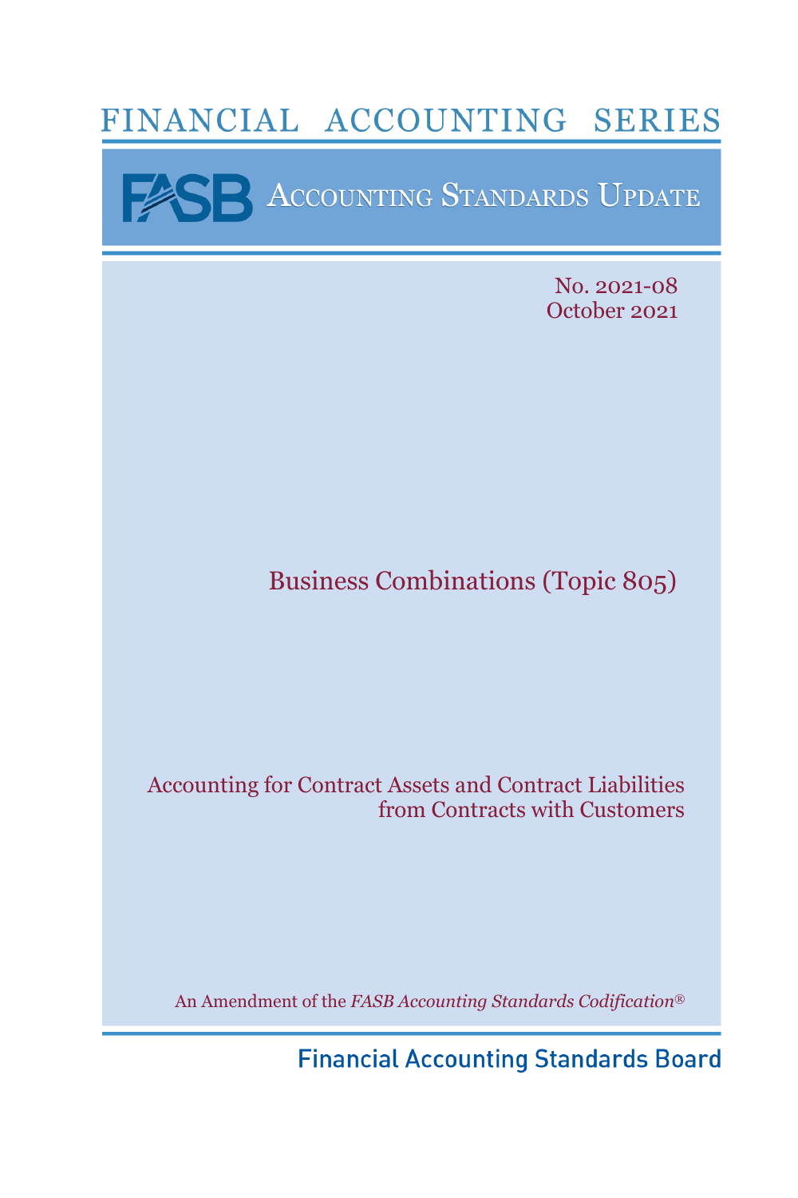# FINANCIAL ACCOUNTING SERIES

## FASB Accounting Standards Update

No. 2021-08
October 2021

# Business Combinations (Topic 805)

## Accounting for Contract Assets and Contract Liabilities from Contracts with Customers

An Amendment of the *FASB Accounting Standards Codification*®

Financial Accounting Standards Board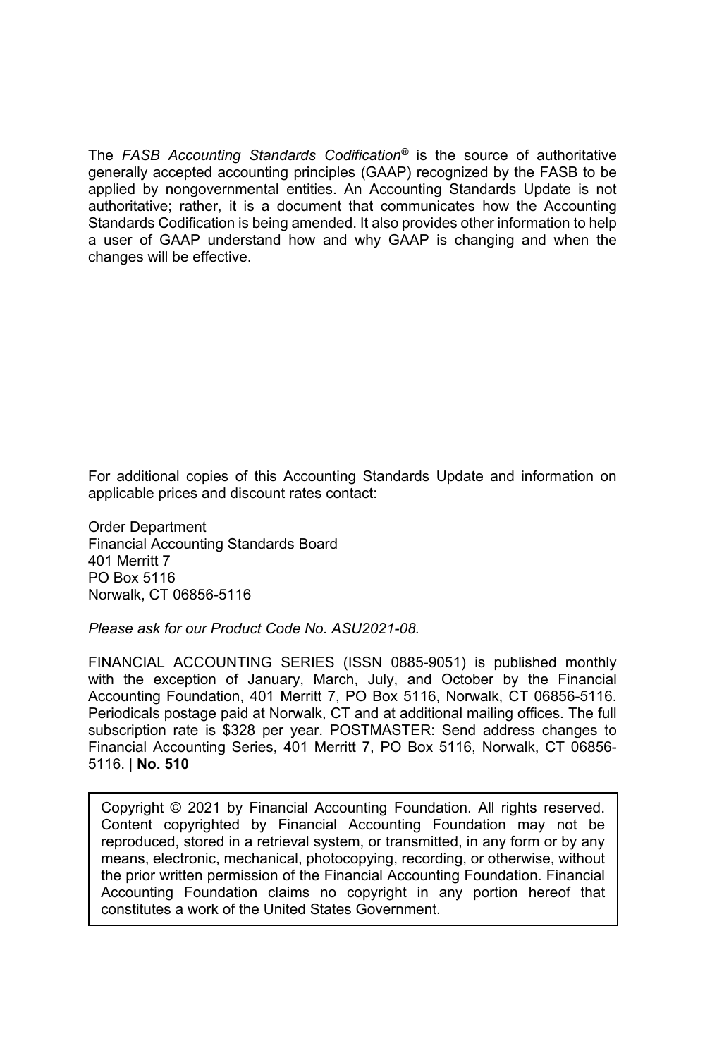The *FASB Accounting Standards Codification*® is the source of authoritative generally accepted accounting principles (GAAP) recognized by the FASB to be applied by nongovernmental entities. An Accounting Standards Update is not authoritative; rather, it is a document that communicates how the Accounting Standards Codification is being amended. It also provides other information to help a user of GAAP understand how and why GAAP is changing and when the changes will be effective.

For additional copies of this Accounting Standards Update and information on applicable prices and discount rates contact:

Order Department
Financial Accounting Standards Board
401 Merritt 7
PO Box 5116
Norwalk, CT 06856-5116

*Please ask for our Product Code No. ASU2021-08.*

FINANCIAL ACCOUNTING SERIES (ISSN 0885-9051) is published monthly with the exception of January, March, July, and October by the Financial Accounting Foundation, 401 Merritt 7, PO Box 5116, Norwalk, CT 06856-5116. Periodicals postage paid at Norwalk, CT and at additional mailing offices. The full subscription rate is $328 per year. POSTMASTER: Send address changes to Financial Accounting Series, 401 Merritt 7, PO Box 5116, Norwalk, CT 06856-5116. | **No. 510**

Copyright © 2021 by Financial Accounting Foundation. All rights reserved. Content copyrighted by Financial Accounting Foundation may not be reproduced, stored in a retrieval system, or transmitted, in any form or by any means, electronic, mechanical, photocopying, recording, or otherwise, without the prior written permission of the Financial Accounting Foundation. Financial Accounting Foundation claims no copyright in any portion hereof that constitutes a work of the United States Government.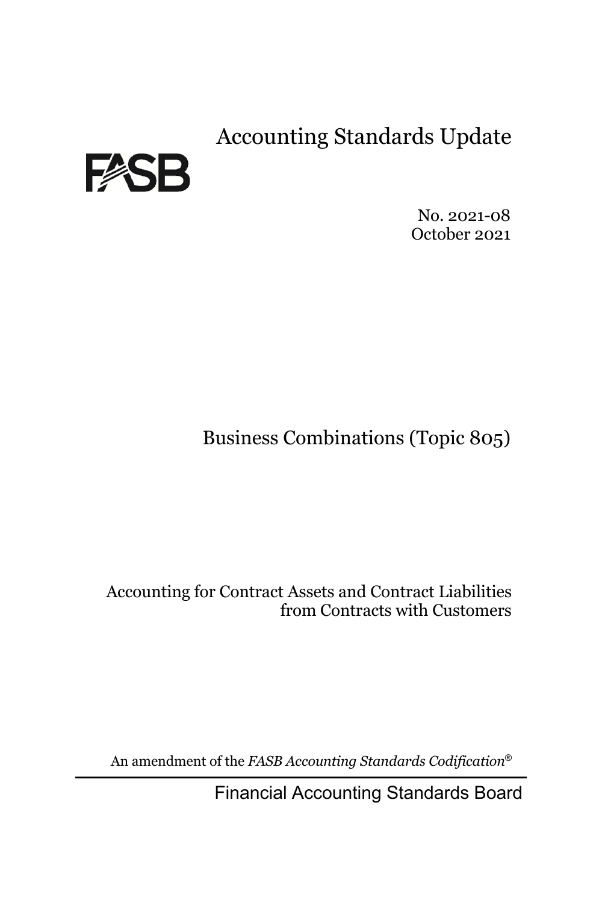# Accounting Standards Update

FASB

No. 2021-08
October 2021

## Business Combinations (Topic 805)

### Accounting for Contract Assets and Contract Liabilities from Contracts with Customers

An amendment of the *FASB Accounting Standards Codification*®

Financial Accounting Standards Board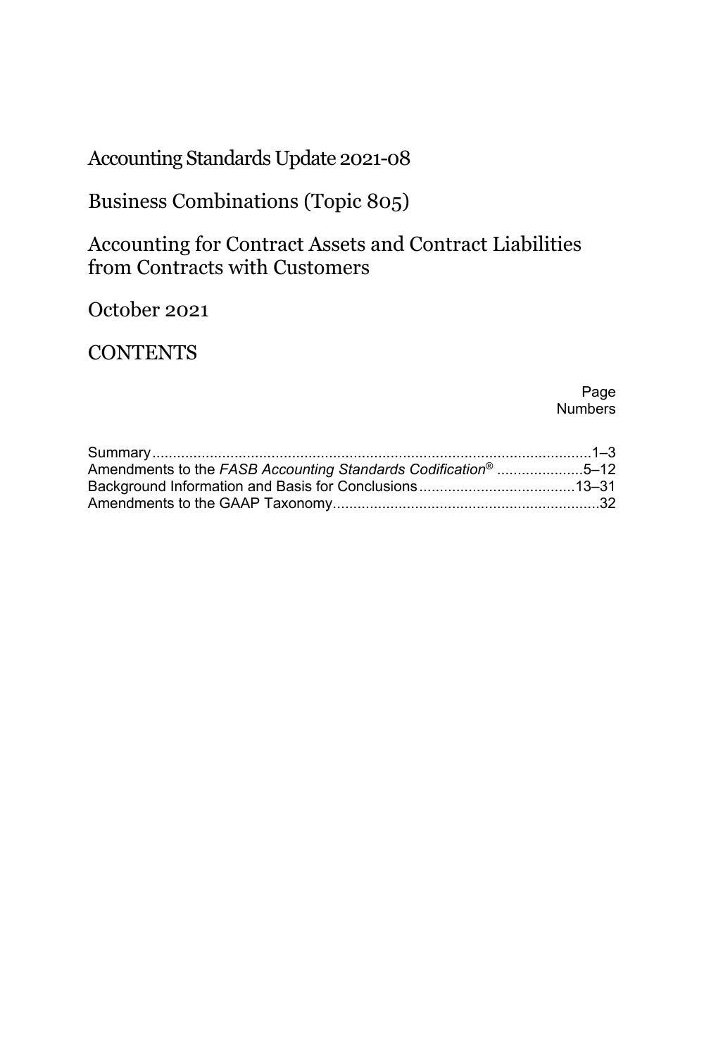# Accounting Standards Update 2021-08

## Business Combinations (Topic 805)

## Accounting for Contract Assets and Contract Liabilities from Contracts with Customers

October 2021

## CONTENTS

| | Page Numbers |
|---|---|
| Summary | 1–3 |
| Amendments to the *FASB Accounting Standards Codification*® | 5–12 |
| Background Information and Basis for Conclusions | 13–31 |
| Amendments to the GAAP Taxonomy | 32 |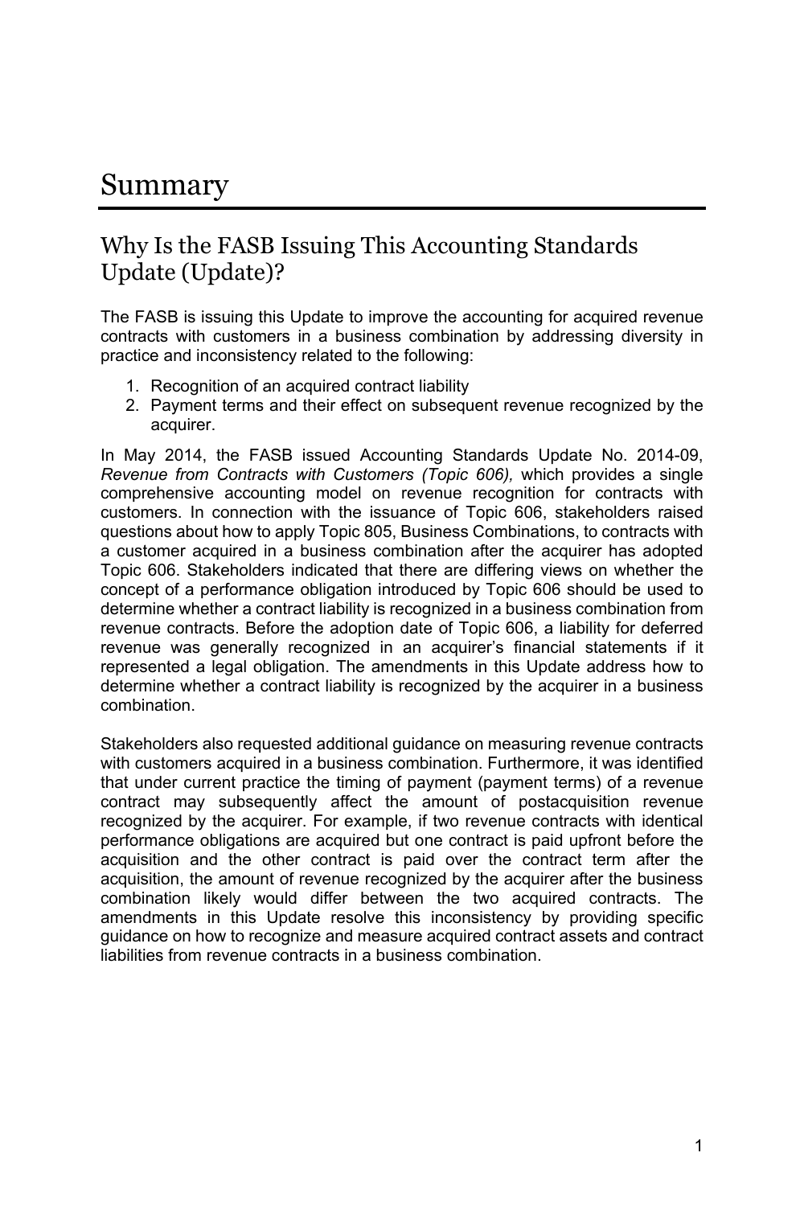# Summary

## Why Is the FASB Issuing This Accounting Standards Update (Update)?

The FASB is issuing this Update to improve the accounting for acquired revenue contracts with customers in a business combination by addressing diversity in practice and inconsistency related to the following:

1. Recognition of an acquired contract liability
2. Payment terms and their effect on subsequent revenue recognized by the acquirer.

In May 2014, the FASB issued Accounting Standards Update No. 2014-09, *Revenue from Contracts with Customers (Topic 606),* which provides a single comprehensive accounting model on revenue recognition for contracts with customers. In connection with the issuance of Topic 606, stakeholders raised questions about how to apply Topic 805, Business Combinations, to contracts with a customer acquired in a business combination after the acquirer has adopted Topic 606. Stakeholders indicated that there are differing views on whether the concept of a performance obligation introduced by Topic 606 should be used to determine whether a contract liability is recognized in a business combination from revenue contracts. Before the adoption date of Topic 606, a liability for deferred revenue was generally recognized in an acquirer's financial statements if it represented a legal obligation. The amendments in this Update address how to determine whether a contract liability is recognized by the acquirer in a business combination.

Stakeholders also requested additional guidance on measuring revenue contracts with customers acquired in a business combination. Furthermore, it was identified that under current practice the timing of payment (payment terms) of a revenue contract may subsequently affect the amount of postacquisition revenue recognized by the acquirer. For example, if two revenue contracts with identical performance obligations are acquired but one contract is paid upfront before the acquisition and the other contract is paid over the contract term after the acquisition, the amount of revenue recognized by the acquirer after the business combination likely would differ between the two acquired contracts. The amendments in this Update resolve this inconsistency by providing specific guidance on how to recognize and measure acquired contract assets and contract liabilities from revenue contracts in a business combination.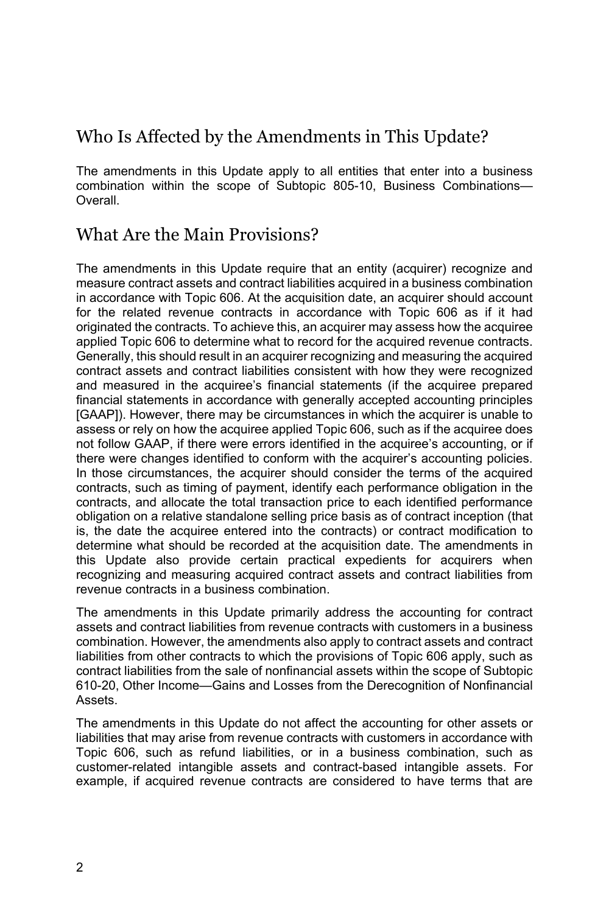## Who Is Affected by the Amendments in This Update?

The amendments in this Update apply to all entities that enter into a business combination within the scope of Subtopic 805-10, Business Combinations—Overall.

## What Are the Main Provisions?

The amendments in this Update require that an entity (acquirer) recognize and measure contract assets and contract liabilities acquired in a business combination in accordance with Topic 606. At the acquisition date, an acquirer should account for the related revenue contracts in accordance with Topic 606 as if it had originated the contracts. To achieve this, an acquirer may assess how the acquiree applied Topic 606 to determine what to record for the acquired revenue contracts. Generally, this should result in an acquirer recognizing and measuring the acquired contract assets and contract liabilities consistent with how they were recognized and measured in the acquiree's financial statements (if the acquiree prepared financial statements in accordance with generally accepted accounting principles [GAAP]). However, there may be circumstances in which the acquirer is unable to assess or rely on how the acquiree applied Topic 606, such as if the acquiree does not follow GAAP, if there were errors identified in the acquiree's accounting, or if there were changes identified to conform with the acquirer's accounting policies. In those circumstances, the acquirer should consider the terms of the acquired contracts, such as timing of payment, identify each performance obligation in the contracts, and allocate the total transaction price to each identified performance obligation on a relative standalone selling price basis as of contract inception (that is, the date the acquiree entered into the contracts) or contract modification to determine what should be recorded at the acquisition date. The amendments in this Update also provide certain practical expedients for acquirers when recognizing and measuring acquired contract assets and contract liabilities from revenue contracts in a business combination.

The amendments in this Update primarily address the accounting for contract assets and contract liabilities from revenue contracts with customers in a business combination. However, the amendments also apply to contract assets and contract liabilities from other contracts to which the provisions of Topic 606 apply, such as contract liabilities from the sale of nonfinancial assets within the scope of Subtopic 610-20, Other Income—Gains and Losses from the Derecognition of Nonfinancial Assets.

The amendments in this Update do not affect the accounting for other assets or liabilities that may arise from revenue contracts with customers in accordance with Topic 606, such as refund liabilities, or in a business combination, such as customer-related intangible assets and contract-based intangible assets. For example, if acquired revenue contracts are considered to have terms that are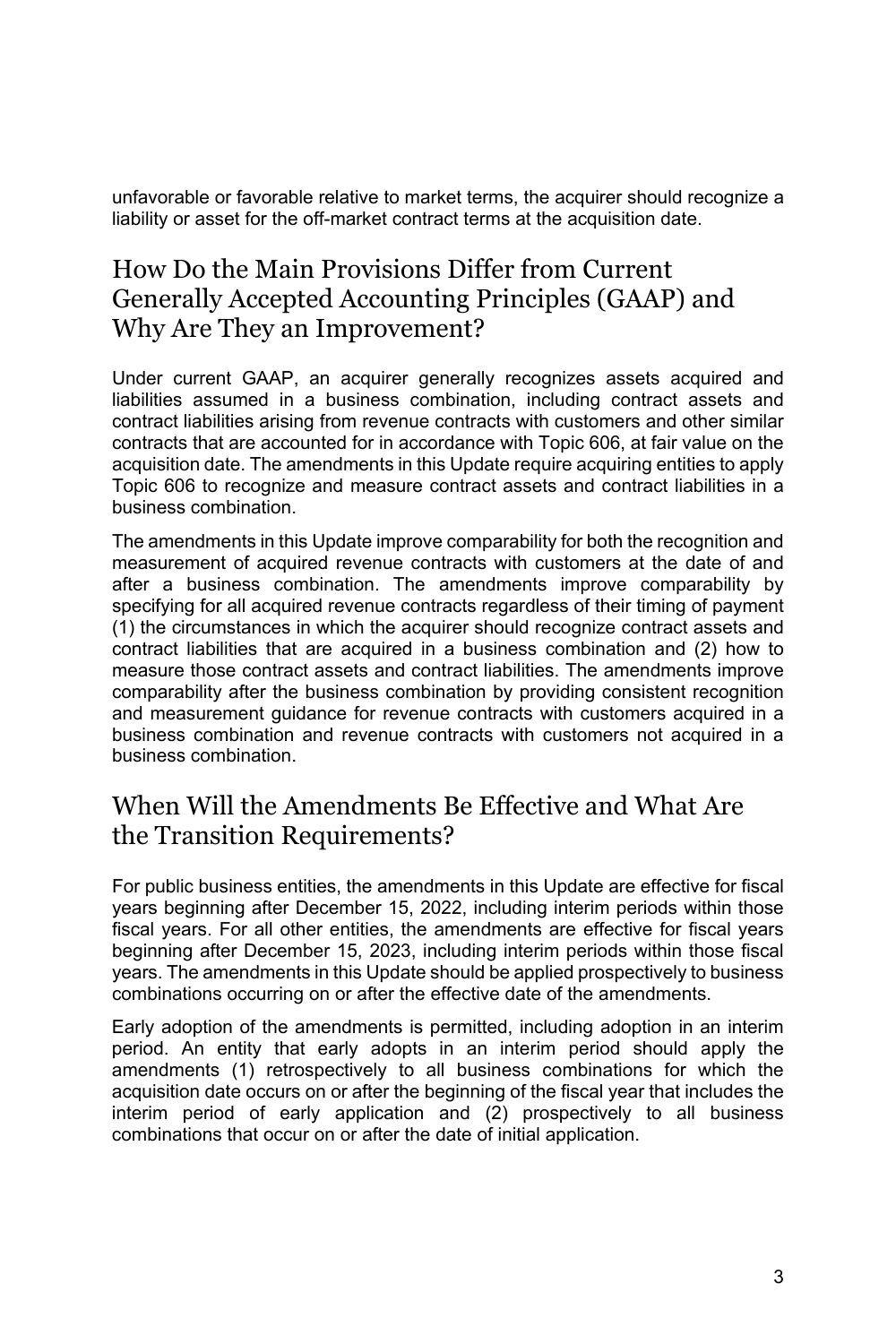unfavorable or favorable relative to market terms, the acquirer should recognize a liability or asset for the off-market contract terms at the acquisition date.

## How Do the Main Provisions Differ from Current Generally Accepted Accounting Principles (GAAP) and Why Are They an Improvement?

Under current GAAP, an acquirer generally recognizes assets acquired and liabilities assumed in a business combination, including contract assets and contract liabilities arising from revenue contracts with customers and other similar contracts that are accounted for in accordance with Topic 606, at fair value on the acquisition date. The amendments in this Update require acquiring entities to apply Topic 606 to recognize and measure contract assets and contract liabilities in a business combination.

The amendments in this Update improve comparability for both the recognition and measurement of acquired revenue contracts with customers at the date of and after a business combination. The amendments improve comparability by specifying for all acquired revenue contracts regardless of their timing of payment (1) the circumstances in which the acquirer should recognize contract assets and contract liabilities that are acquired in a business combination and (2) how to measure those contract assets and contract liabilities. The amendments improve comparability after the business combination by providing consistent recognition and measurement guidance for revenue contracts with customers acquired in a business combination and revenue contracts with customers not acquired in a business combination.

## When Will the Amendments Be Effective and What Are the Transition Requirements?

For public business entities, the amendments in this Update are effective for fiscal years beginning after December 15, 2022, including interim periods within those fiscal years. For all other entities, the amendments are effective for fiscal years beginning after December 15, 2023, including interim periods within those fiscal years. The amendments in this Update should be applied prospectively to business combinations occurring on or after the effective date of the amendments.

Early adoption of the amendments is permitted, including adoption in an interim period. An entity that early adopts in an interim period should apply the amendments (1) retrospectively to all business combinations for which the acquisition date occurs on or after the beginning of the fiscal year that includes the interim period of early application and (2) prospectively to all business combinations that occur on or after the date of initial application.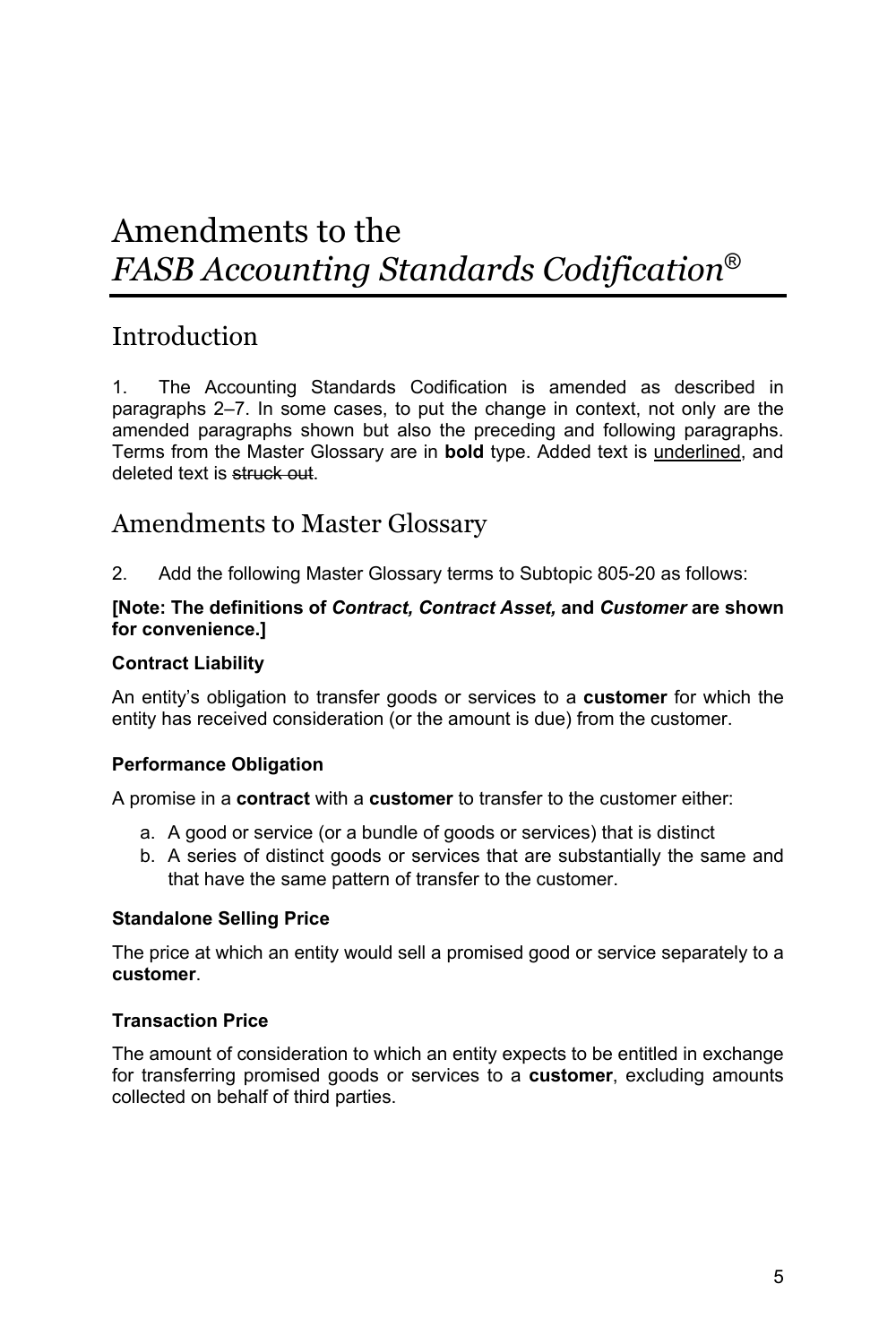# Amendments to the *FASB Accounting Standards Codification*®

## Introduction

1. The Accounting Standards Codification is amended as described in paragraphs 2–7. In some cases, to put the change in context, not only are the amended paragraphs shown but also the preceding and following paragraphs. Terms from the Master Glossary are in **bold** type. Added text is <u>underlined</u>, and deleted text is ~~struck out~~.

## Amendments to Master Glossary

2. Add the following Master Glossary terms to Subtopic 805-20 as follows:

**[Note: The definitions of *Contract, Contract Asset,* and *Customer* are shown for convenience.]**

**Contract Liability**

An entity's obligation to transfer goods or services to a **customer** for which the entity has received consideration (or the amount is due) from the customer.

**Performance Obligation**

A promise in a **contract** with a **customer** to transfer to the customer either:

a. A good or service (or a bundle of goods or services) that is distinct
b. A series of distinct goods or services that are substantially the same and that have the same pattern of transfer to the customer.

**Standalone Selling Price**

The price at which an entity would sell a promised good or service separately to a **customer**.

**Transaction Price**

The amount of consideration to which an entity expects to be entitled in exchange for transferring promised goods or services to a **customer**, excluding amounts collected on behalf of third parties.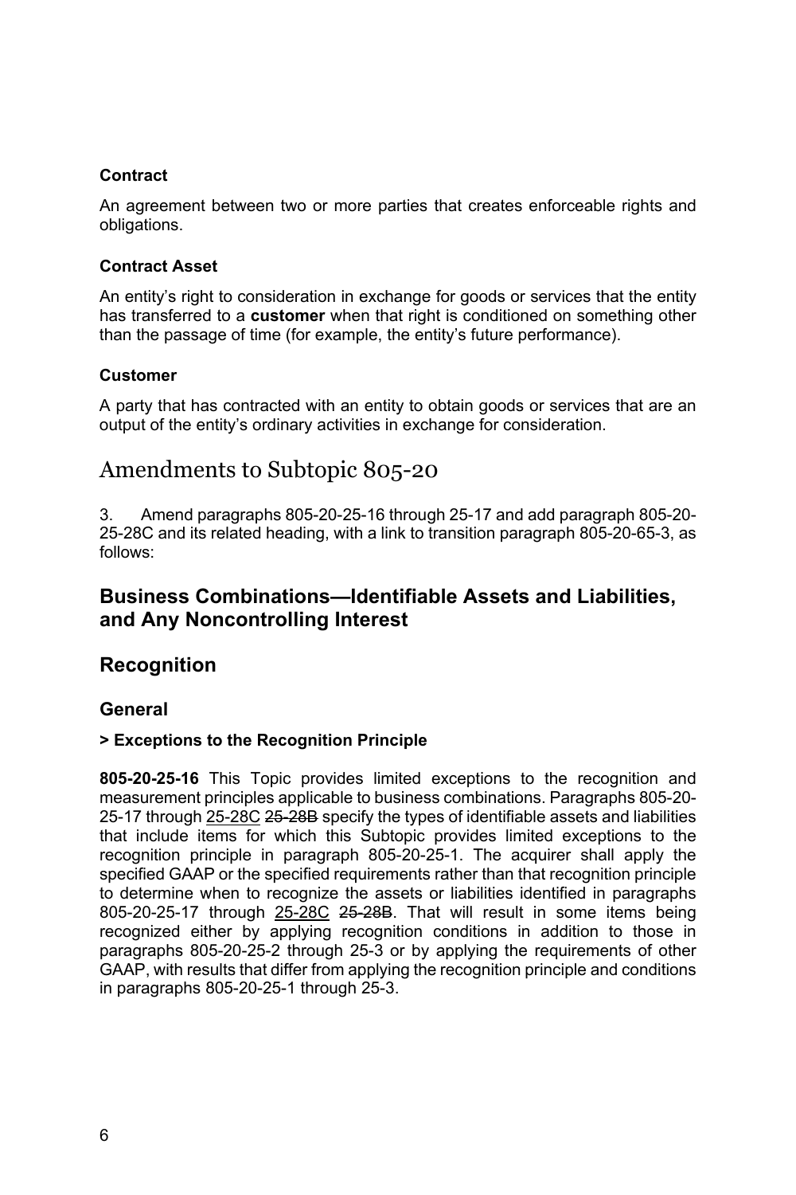**Contract**

An agreement between two or more parties that creates enforceable rights and obligations.

**Contract Asset**

An entity's right to consideration in exchange for goods or services that the entity has transferred to a **customer** when that right is conditioned on something other than the passage of time (for example, the entity's future performance).

**Customer**

A party that has contracted with an entity to obtain goods or services that are an output of the entity's ordinary activities in exchange for consideration.

# Amendments to Subtopic 805-20

3. Amend paragraphs 805-20-25-16 through 25-17 and add paragraph 805-20-25-28C and its related heading, with a link to transition paragraph 805-20-65-3, as follows:

## Business Combinations—Identifiable Assets and Liabilities, and Any Noncontrolling Interest

## Recognition

### General

#### > Exceptions to the Recognition Principle

**805-20-25-16** This Topic provides limited exceptions to the recognition and measurement principles applicable to business combinations. Paragraphs 805-20-25-17 through <u>25-28C</u> ~~25-28B~~ specify the types of identifiable assets and liabilities that include items for which this Subtopic provides limited exceptions to the recognition principle in paragraph 805-20-25-1. The acquirer shall apply the specified GAAP or the specified requirements rather than that recognition principle to determine when to recognize the assets or liabilities identified in paragraphs 805-20-25-17 through <u>25-28C</u> ~~25-28B~~. That will result in some items being recognized either by applying recognition conditions in addition to those in paragraphs 805-20-25-2 through 25-3 or by applying the requirements of other GAAP, with results that differ from applying the recognition principle and conditions in paragraphs 805-20-25-1 through 25-3.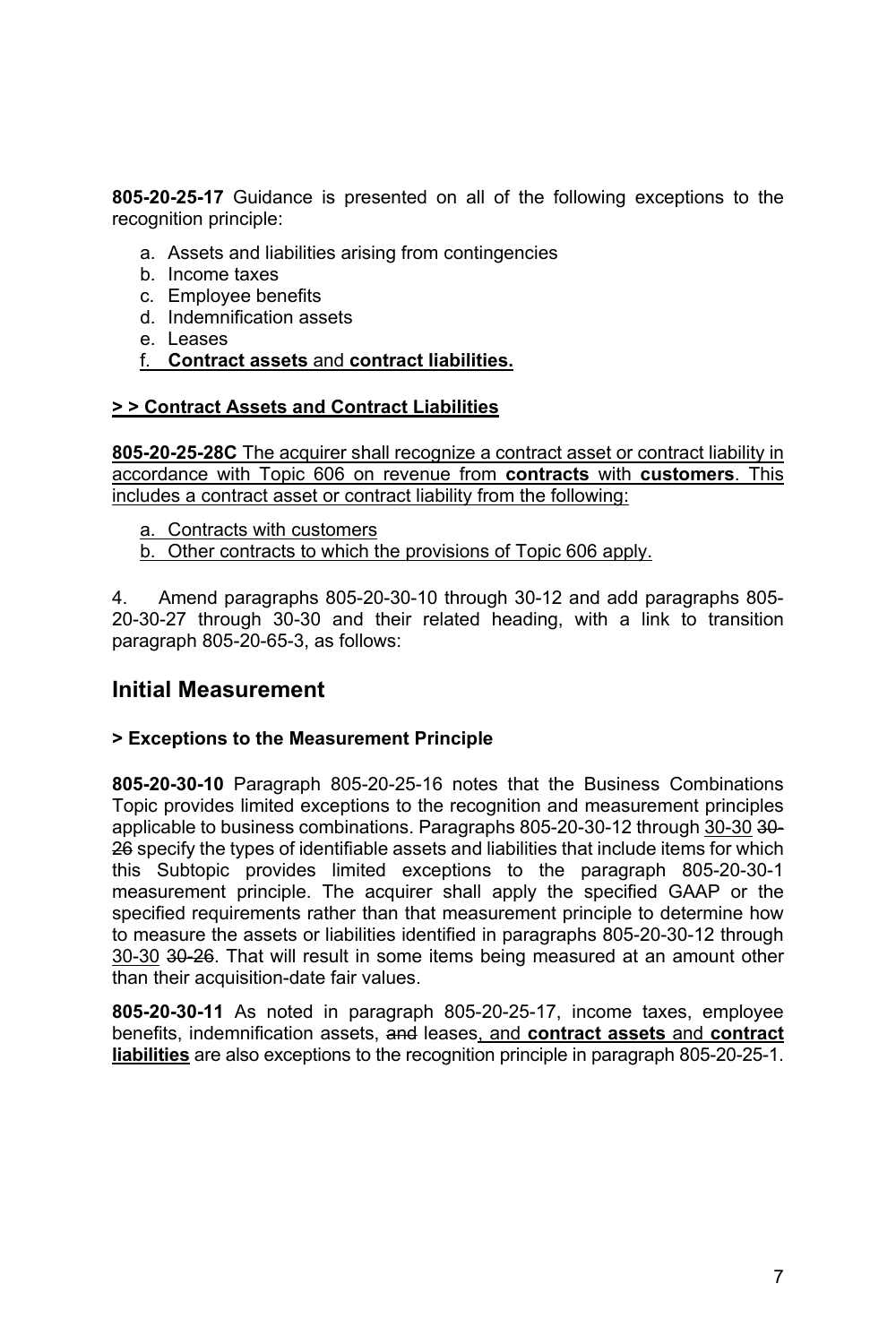**805-20-25-17** Guidance is presented on all of the following exceptions to the recognition principle:

a. Assets and liabilities arising from contingencies
b. Income taxes
c. Employee benefits
d. Indemnification assets
e. Leases
f. **Contract assets** and **contract liabilities.**

**> > Contract Assets and Contract Liabilities**

**805-20-25-28C** The acquirer shall recognize a contract asset or contract liability in accordance with Topic 606 on revenue from **contracts** with **customers**. This includes a contract asset or contract liability from the following:

a. Contracts with customers
b. Other contracts to which the provisions of Topic 606 apply.

4. Amend paragraphs 805-20-30-10 through 30-12 and add paragraphs 805-20-30-27 through 30-30 and their related heading, with a link to transition paragraph 805-20-65-3, as follows:

## Initial Measurement

**> Exceptions to the Measurement Principle**

**805-20-30-10** Paragraph 805-20-25-16 notes that the Business Combinations Topic provides limited exceptions to the recognition and measurement principles applicable to business combinations. Paragraphs 805-20-30-12 through 30-30 ~~30-26~~ specify the types of identifiable assets and liabilities that include items for which this Subtopic provides limited exceptions to the paragraph 805-20-30-1 measurement principle. The acquirer shall apply the specified GAAP or the specified requirements rather than that measurement principle to determine how to measure the assets or liabilities identified in paragraphs 805-20-30-12 through 30-30 ~~30-26~~. That will result in some items being measured at an amount other than their acquisition-date fair values.

**805-20-30-11** As noted in paragraph 805-20-25-17, income taxes, employee benefits, indemnification assets, ~~and~~ leases, and **contract assets** and **contract liabilities** are also exceptions to the recognition principle in paragraph 805-20-25-1.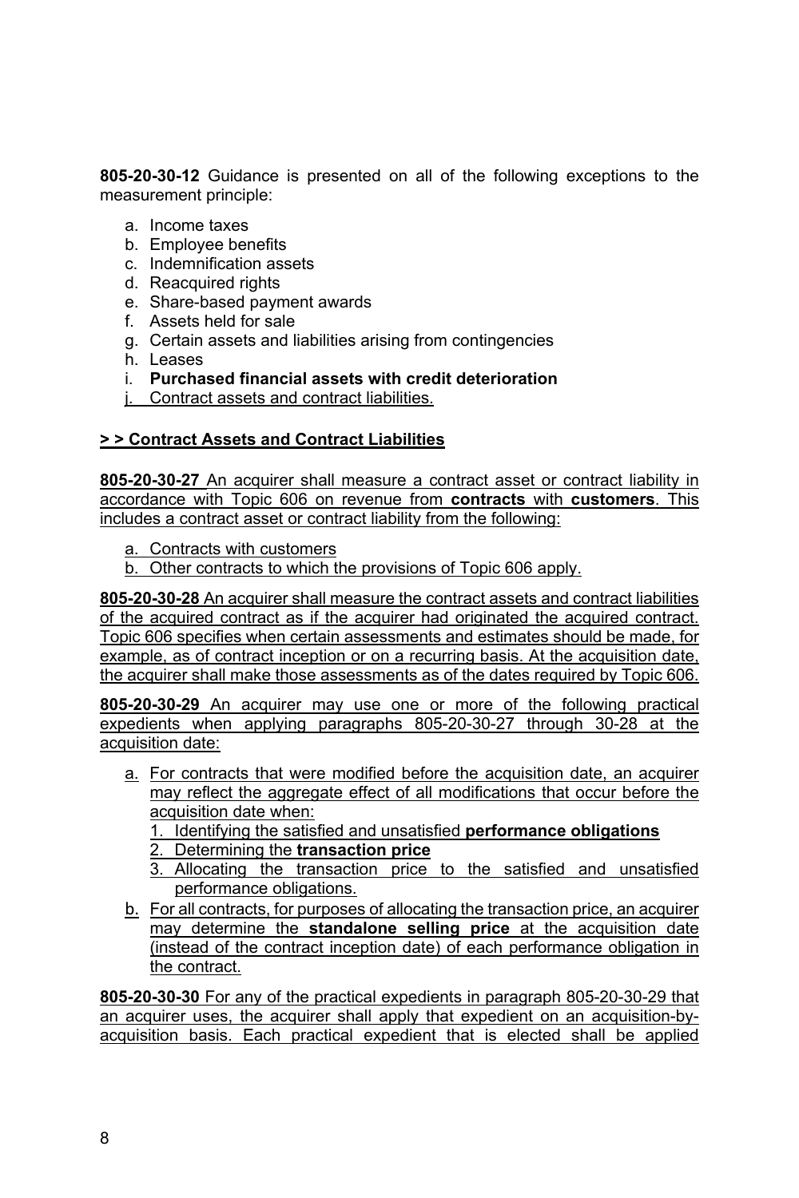**805-20-30-12** Guidance is presented on all of the following exceptions to the measurement principle:

a. Income taxes
b. Employee benefits
c. Indemnification assets
d. Reacquired rights
e. Share-based payment awards
f. Assets held for sale
g. Certain assets and liabilities arising from contingencies
h. Leases
i. **Purchased financial assets with credit deterioration**
j. Contract assets and contract liabilities.

**> > Contract Assets and Contract Liabilities**

**805-20-30-27** An acquirer shall measure a contract asset or contract liability in accordance with Topic 606 on revenue from **contracts** with **customers**. This includes a contract asset or contract liability from the following:

a. Contracts with customers
b. Other contracts to which the provisions of Topic 606 apply.

**805-20-30-28** An acquirer shall measure the contract assets and contract liabilities of the acquired contract as if the acquirer had originated the acquired contract. Topic 606 specifies when certain assessments and estimates should be made, for example, as of contract inception or on a recurring basis. At the acquisition date, the acquirer shall make those assessments as of the dates required by Topic 606.

**805-20-30-29** An acquirer may use one or more of the following practical expedients when applying paragraphs 805-20-30-27 through 30-28 at the acquisition date:

a. For contracts that were modified before the acquisition date, an acquirer may reflect the aggregate effect of all modifications that occur before the acquisition date when:
   1. Identifying the satisfied and unsatisfied **performance obligations**
   2. Determining the **transaction price**
   3. Allocating the transaction price to the satisfied and unsatisfied performance obligations.
b. For all contracts, for purposes of allocating the transaction price, an acquirer may determine the **standalone selling price** at the acquisition date (instead of the contract inception date) of each performance obligation in the contract.

**805-20-30-30** For any of the practical expedients in paragraph 805-20-30-29 that an acquirer uses, the acquirer shall apply that expedient on an acquisition-by-acquisition basis. Each practical expedient that is elected shall be applied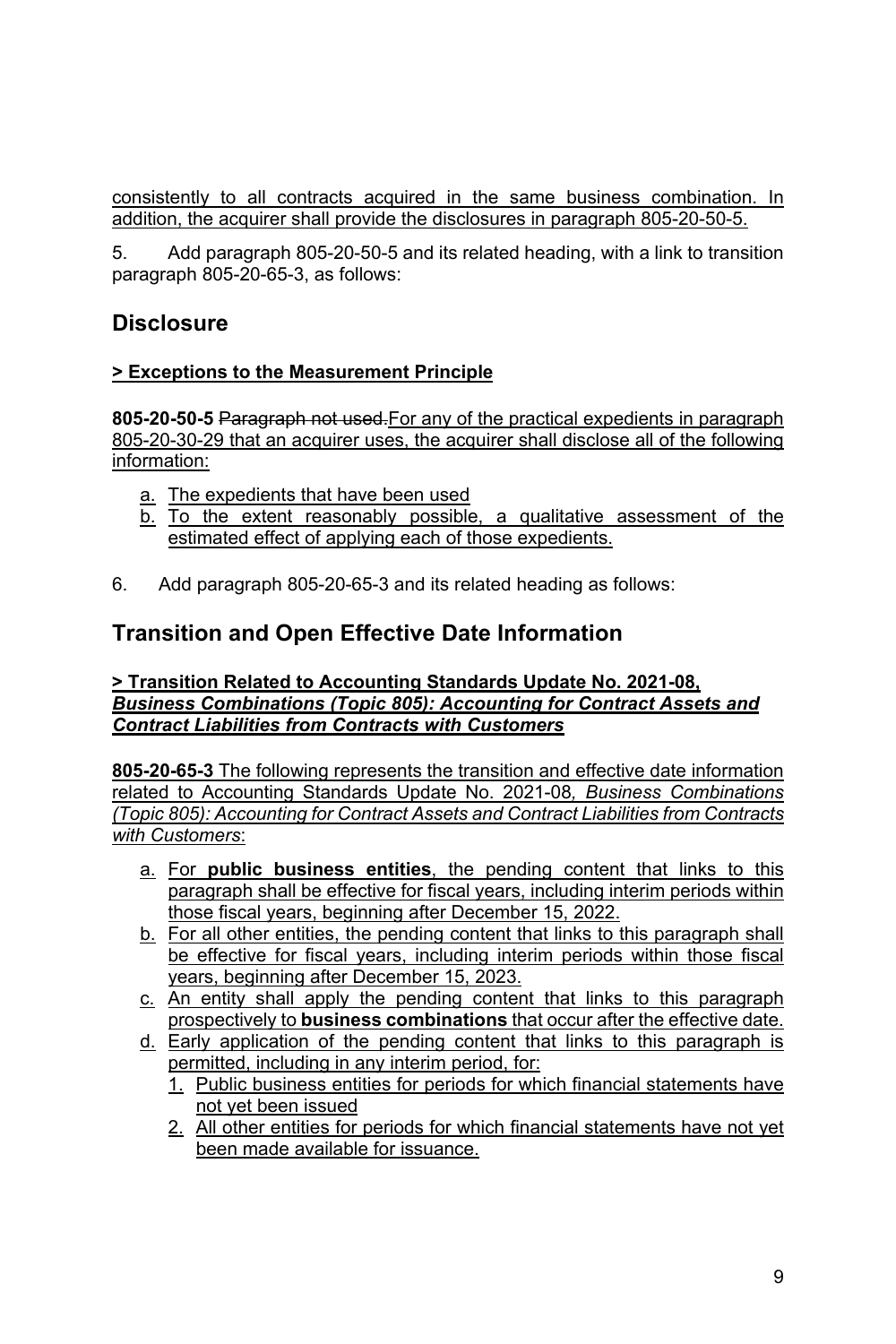consistently to all contracts acquired in the same business combination. In addition, the acquirer shall provide the disclosures in paragraph 805-20-50-5.

5. Add paragraph 805-20-50-5 and its related heading, with a link to transition paragraph 805-20-65-3, as follows:

## Disclosure

### > Exceptions to the Measurement Principle

**805-20-50-5** ~~Paragraph not used.~~For any of the practical expedients in paragraph 805-20-30-29 that an acquirer uses, the acquirer shall disclose all of the following information:

a. The expedients that have been used
b. To the extent reasonably possible, a qualitative assessment of the estimated effect of applying each of those expedients.

6. Add paragraph 805-20-65-3 and its related heading as follows:

## Transition and Open Effective Date Information

### > Transition Related to Accounting Standards Update No. 2021-08, *Business Combinations (Topic 805): Accounting for Contract Assets and Contract Liabilities from Contracts with Customers*

**805-20-65-3** The following represents the transition and effective date information related to Accounting Standards Update No. 2021-08, *Business Combinations (Topic 805): Accounting for Contract Assets and Contract Liabilities from Contracts with Customers*:

a. For **public business entities**, the pending content that links to this paragraph shall be effective for fiscal years, including interim periods within those fiscal years, beginning after December 15, 2022.
b. For all other entities, the pending content that links to this paragraph shall be effective for fiscal years, including interim periods within those fiscal years, beginning after December 15, 2023.
c. An entity shall apply the pending content that links to this paragraph prospectively to **business combinations** that occur after the effective date.
d. Early application of the pending content that links to this paragraph is permitted, including in any interim period, for:
    1. Public business entities for periods for which financial statements have not yet been issued
    2. All other entities for periods for which financial statements have not yet been made available for issuance.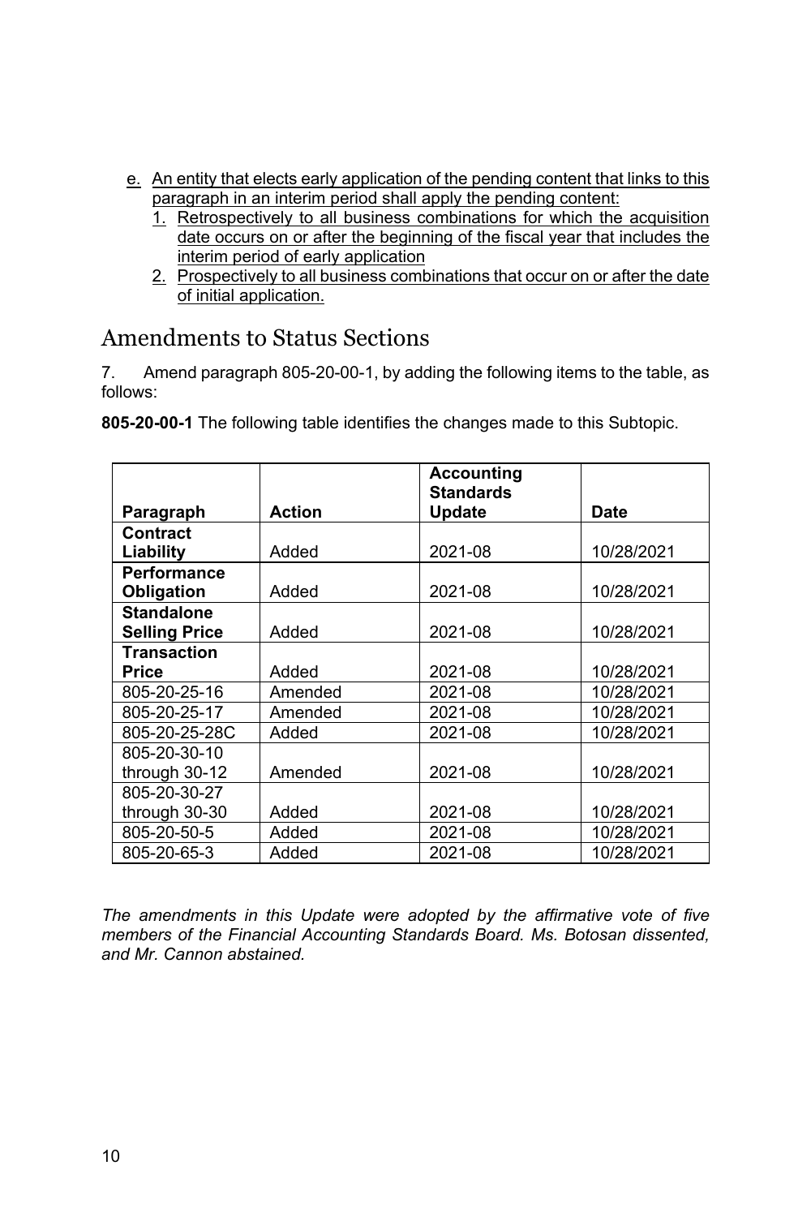e. An entity that elects early application of the pending content that links to this paragraph in an interim period shall apply the pending content:
   1. Retrospectively to all business combinations for which the acquisition date occurs on or after the beginning of the fiscal year that includes the interim period of early application
   2. Prospectively to all business combinations that occur on or after the date of initial application.

## Amendments to Status Sections

7. Amend paragraph 805-20-00-1, by adding the following items to the table, as follows:

**805-20-00-1** The following table identifies the changes made to this Subtopic.

| Paragraph | Action | Accounting Standards Update | Date |
|---|---|---|---|
| **Contract Liability** | Added | 2021-08 | 10/28/2021 |
| **Performance Obligation** | Added | 2021-08 | 10/28/2021 |
| **Standalone Selling Price** | Added | 2021-08 | 10/28/2021 |
| **Transaction Price** | Added | 2021-08 | 10/28/2021 |
| 805-20-25-16 | Amended | 2021-08 | 10/28/2021 |
| 805-20-25-17 | Amended | 2021-08 | 10/28/2021 |
| 805-20-25-28C | Added | 2021-08 | 10/28/2021 |
| 805-20-30-10 through 30-12 | Amended | 2021-08 | 10/28/2021 |
| 805-20-30-27 through 30-30 | Added | 2021-08 | 10/28/2021 |
| 805-20-50-5 | Added | 2021-08 | 10/28/2021 |
| 805-20-65-3 | Added | 2021-08 | 10/28/2021 |

*The amendments in this Update were adopted by the affirmative vote of five members of the Financial Accounting Standards Board. Ms. Botosan dissented, and Mr. Cannon abstained.*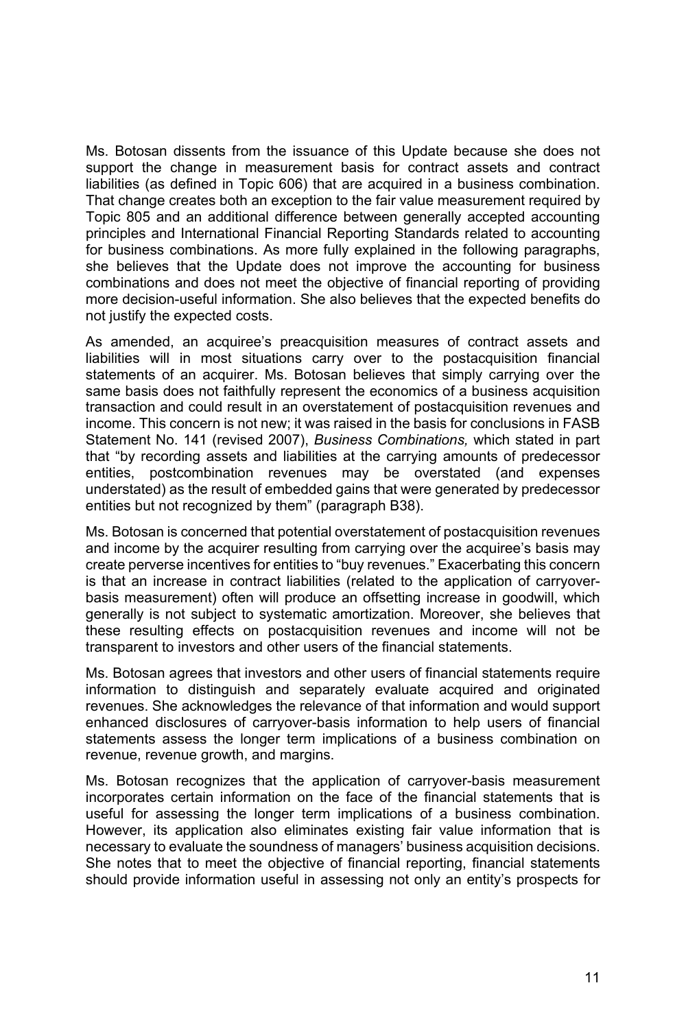Ms. Botosan dissents from the issuance of this Update because she does not support the change in measurement basis for contract assets and contract liabilities (as defined in Topic 606) that are acquired in a business combination. That change creates both an exception to the fair value measurement required by Topic 805 and an additional difference between generally accepted accounting principles and International Financial Reporting Standards related to accounting for business combinations. As more fully explained in the following paragraphs, she believes that the Update does not improve the accounting for business combinations and does not meet the objective of financial reporting of providing more decision-useful information. She also believes that the expected benefits do not justify the expected costs.

As amended, an acquiree's preacquisition measures of contract assets and liabilities will in most situations carry over to the postacquisition financial statements of an acquirer. Ms. Botosan believes that simply carrying over the same basis does not faithfully represent the economics of a business acquisition transaction and could result in an overstatement of postacquisition revenues and income. This concern is not new; it was raised in the basis for conclusions in FASB Statement No. 141 (revised 2007), *Business Combinations,* which stated in part that "by recording assets and liabilities at the carrying amounts of predecessor entities, postcombination revenues may be overstated (and expenses understated) as the result of embedded gains that were generated by predecessor entities but not recognized by them" (paragraph B38).

Ms. Botosan is concerned that potential overstatement of postacquisition revenues and income by the acquirer resulting from carrying over the acquiree's basis may create perverse incentives for entities to "buy revenues." Exacerbating this concern is that an increase in contract liabilities (related to the application of carryover-basis measurement) often will produce an offsetting increase in goodwill, which generally is not subject to systematic amortization. Moreover, she believes that these resulting effects on postacquisition revenues and income will not be transparent to investors and other users of the financial statements.

Ms. Botosan agrees that investors and other users of financial statements require information to distinguish and separately evaluate acquired and originated revenues. She acknowledges the relevance of that information and would support enhanced disclosures of carryover-basis information to help users of financial statements assess the longer term implications of a business combination on revenue, revenue growth, and margins.

Ms. Botosan recognizes that the application of carryover-basis measurement incorporates certain information on the face of the financial statements that is useful for assessing the longer term implications of a business combination. However, its application also eliminates existing fair value information that is necessary to evaluate the soundness of managers' business acquisition decisions. She notes that to meet the objective of financial reporting, financial statements should provide information useful in assessing not only an entity's prospects for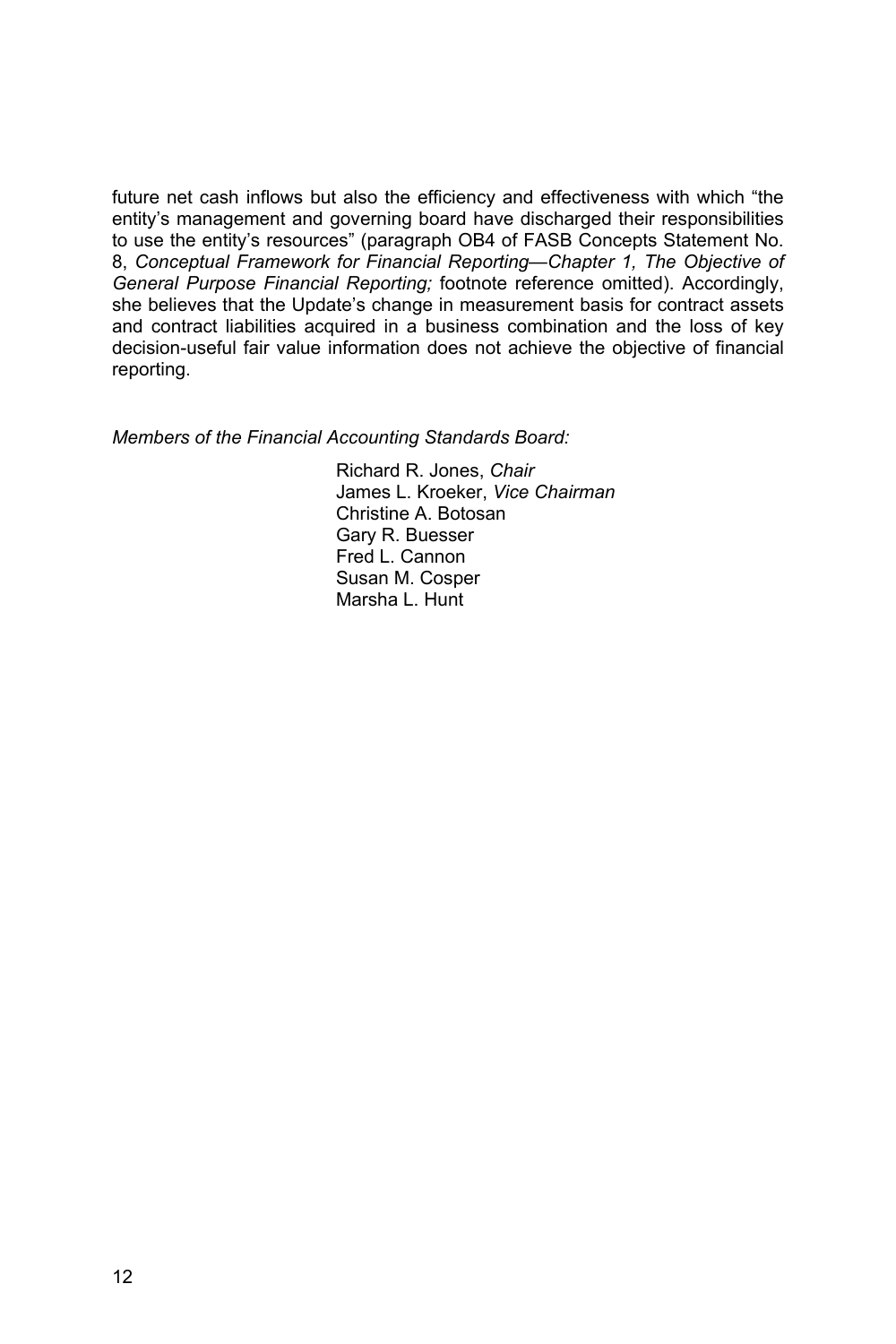future net cash inflows but also the efficiency and effectiveness with which "the entity's management and governing board have discharged their responsibilities to use the entity's resources" (paragraph OB4 of FASB Concepts Statement No. 8, *Conceptual Framework for Financial Reporting—Chapter 1, The Objective of General Purpose Financial Reporting;* footnote reference omitted). Accordingly, she believes that the Update's change in measurement basis for contract assets and contract liabilities acquired in a business combination and the loss of key decision-useful fair value information does not achieve the objective of financial reporting.

*Members of the Financial Accounting Standards Board:*

Richard R. Jones, *Chair*  
James L. Kroeker, *Vice Chairman*  
Christine A. Botosan  
Gary R. Buesser  
Fred L. Cannon  
Susan M. Cosper  
Marsha L. Hunt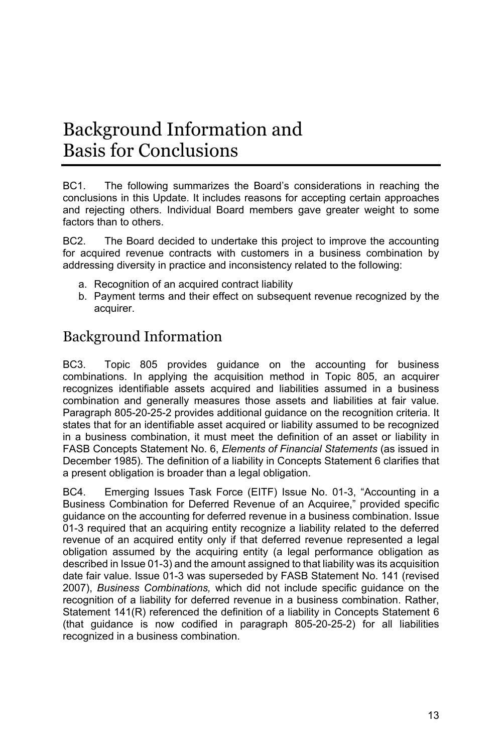# Background Information and Basis for Conclusions

BC1. The following summarizes the Board's considerations in reaching the conclusions in this Update. It includes reasons for accepting certain approaches and rejecting others. Individual Board members gave greater weight to some factors than to others.

BC2. The Board decided to undertake this project to improve the accounting for acquired revenue contracts with customers in a business combination by addressing diversity in practice and inconsistency related to the following:

a. Recognition of an acquired contract liability
b. Payment terms and their effect on subsequent revenue recognized by the acquirer.

## Background Information

BC3. Topic 805 provides guidance on the accounting for business combinations. In applying the acquisition method in Topic 805, an acquirer recognizes identifiable assets acquired and liabilities assumed in a business combination and generally measures those assets and liabilities at fair value. Paragraph 805-20-25-2 provides additional guidance on the recognition criteria. It states that for an identifiable asset acquired or liability assumed to be recognized in a business combination, it must meet the definition of an asset or liability in FASB Concepts Statement No. 6, *Elements of Financial Statements* (as issued in December 1985). The definition of a liability in Concepts Statement 6 clarifies that a present obligation is broader than a legal obligation.

BC4. Emerging Issues Task Force (EITF) Issue No. 01-3, "Accounting in a Business Combination for Deferred Revenue of an Acquiree," provided specific guidance on the accounting for deferred revenue in a business combination. Issue 01-3 required that an acquiring entity recognize a liability related to the deferred revenue of an acquired entity only if that deferred revenue represented a legal obligation assumed by the acquiring entity (a legal performance obligation as described in Issue 01-3) and the amount assigned to that liability was its acquisition date fair value. Issue 01-3 was superseded by FASB Statement No. 141 (revised 2007), *Business Combinations,* which did not include specific guidance on the recognition of a liability for deferred revenue in a business combination. Rather, Statement 141(R) referenced the definition of a liability in Concepts Statement 6 (that guidance is now codified in paragraph 805-20-25-2) for all liabilities recognized in a business combination.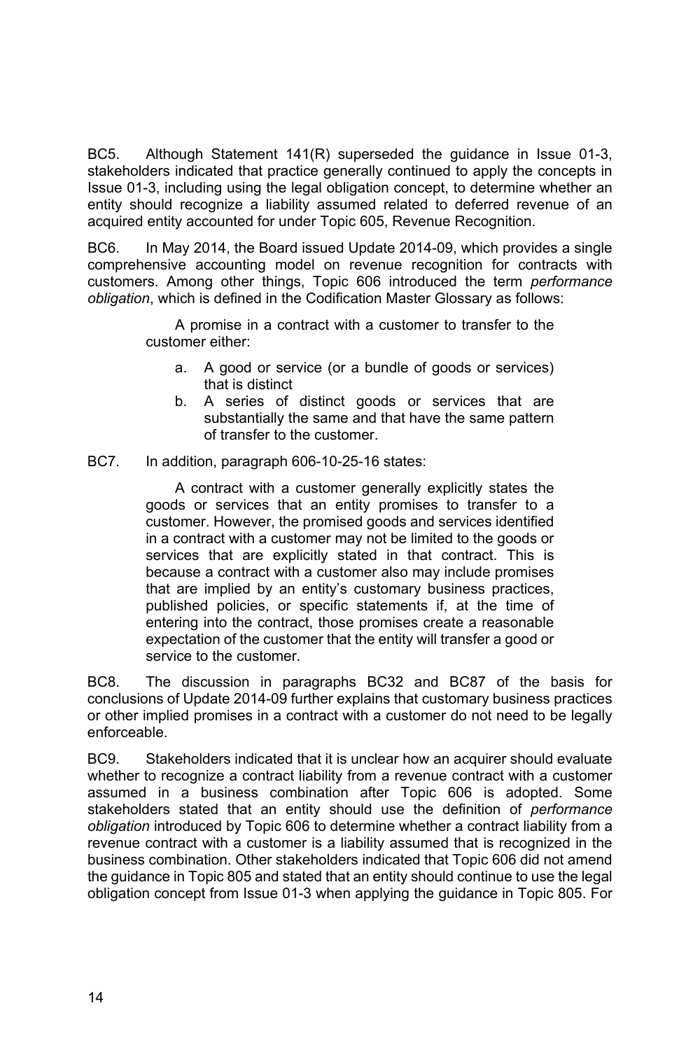BC5. Although Statement 141(R) superseded the guidance in Issue 01-3, stakeholders indicated that practice generally continued to apply the concepts in Issue 01-3, including using the legal obligation concept, to determine whether an entity should recognize a liability assumed related to deferred revenue of an acquired entity accounted for under Topic 605, Revenue Recognition.

BC6. In May 2014, the Board issued Update 2014-09, which provides a single comprehensive accounting model on revenue recognition for contracts with customers. Among other things, Topic 606 introduced the term *performance obligation*, which is defined in the Codification Master Glossary as follows:

> A promise in a contract with a customer to transfer to the customer either:
>
> a. A good or service (or a bundle of goods or services) that is distinct
> b. A series of distinct goods or services that are substantially the same and that have the same pattern of transfer to the customer.

BC7. In addition, paragraph 606-10-25-16 states:

> A contract with a customer generally explicitly states the goods or services that an entity promises to transfer to a customer. However, the promised goods and services identified in a contract with a customer may not be limited to the goods or services that are explicitly stated in that contract. This is because a contract with a customer also may include promises that are implied by an entity's customary business practices, published policies, or specific statements if, at the time of entering into the contract, those promises create a reasonable expectation of the customer that the entity will transfer a good or service to the customer.

BC8. The discussion in paragraphs BC32 and BC87 of the basis for conclusions of Update 2014-09 further explains that customary business practices or other implied promises in a contract with a customer do not need to be legally enforceable.

BC9. Stakeholders indicated that it is unclear how an acquirer should evaluate whether to recognize a contract liability from a revenue contract with a customer assumed in a business combination after Topic 606 is adopted. Some stakeholders stated that an entity should use the definition of *performance obligation* introduced by Topic 606 to determine whether a contract liability from a revenue contract with a customer is a liability assumed that is recognized in the business combination. Other stakeholders indicated that Topic 606 did not amend the guidance in Topic 805 and stated that an entity should continue to use the legal obligation concept from Issue 01-3 when applying the guidance in Topic 805. For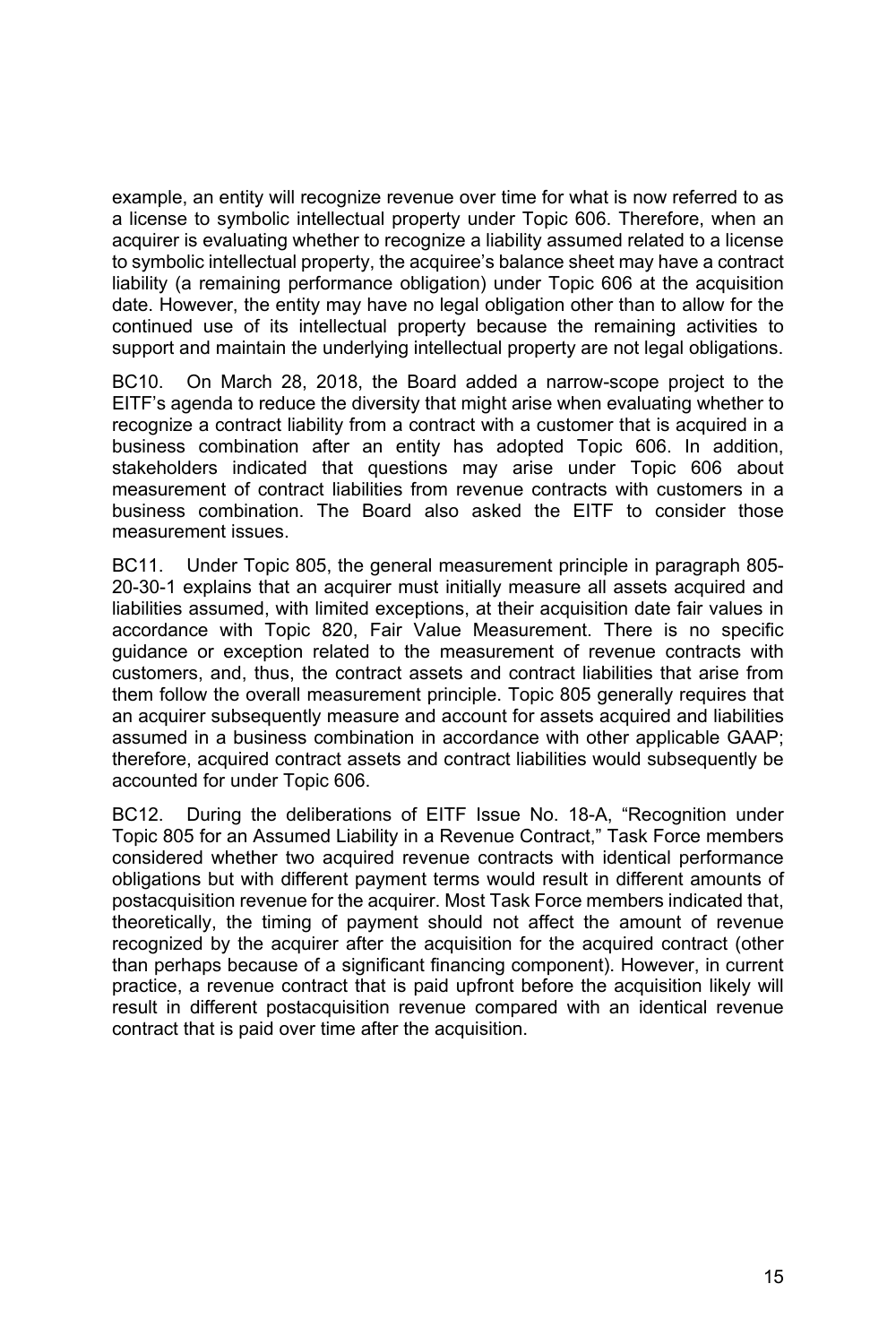example, an entity will recognize revenue over time for what is now referred to as a license to symbolic intellectual property under Topic 606. Therefore, when an acquirer is evaluating whether to recognize a liability assumed related to a license to symbolic intellectual property, the acquiree's balance sheet may have a contract liability (a remaining performance obligation) under Topic 606 at the acquisition date. However, the entity may have no legal obligation other than to allow for the continued use of its intellectual property because the remaining activities to support and maintain the underlying intellectual property are not legal obligations.

BC10. On March 28, 2018, the Board added a narrow-scope project to the EITF's agenda to reduce the diversity that might arise when evaluating whether to recognize a contract liability from a contract with a customer that is acquired in a business combination after an entity has adopted Topic 606. In addition, stakeholders indicated that questions may arise under Topic 606 about measurement of contract liabilities from revenue contracts with customers in a business combination. The Board also asked the EITF to consider those measurement issues.

BC11. Under Topic 805, the general measurement principle in paragraph 805-20-30-1 explains that an acquirer must initially measure all assets acquired and liabilities assumed, with limited exceptions, at their acquisition date fair values in accordance with Topic 820, Fair Value Measurement. There is no specific guidance or exception related to the measurement of revenue contracts with customers, and, thus, the contract assets and contract liabilities that arise from them follow the overall measurement principle. Topic 805 generally requires that an acquirer subsequently measure and account for assets acquired and liabilities assumed in a business combination in accordance with other applicable GAAP; therefore, acquired contract assets and contract liabilities would subsequently be accounted for under Topic 606.

BC12. During the deliberations of EITF Issue No. 18-A, "Recognition under Topic 805 for an Assumed Liability in a Revenue Contract," Task Force members considered whether two acquired revenue contracts with identical performance obligations but with different payment terms would result in different amounts of postacquisition revenue for the acquirer. Most Task Force members indicated that, theoretically, the timing of payment should not affect the amount of revenue recognized by the acquirer after the acquisition for the acquired contract (other than perhaps because of a significant financing component). However, in current practice, a revenue contract that is paid upfront before the acquisition likely will result in different postacquisition revenue compared with an identical revenue contract that is paid over time after the acquisition.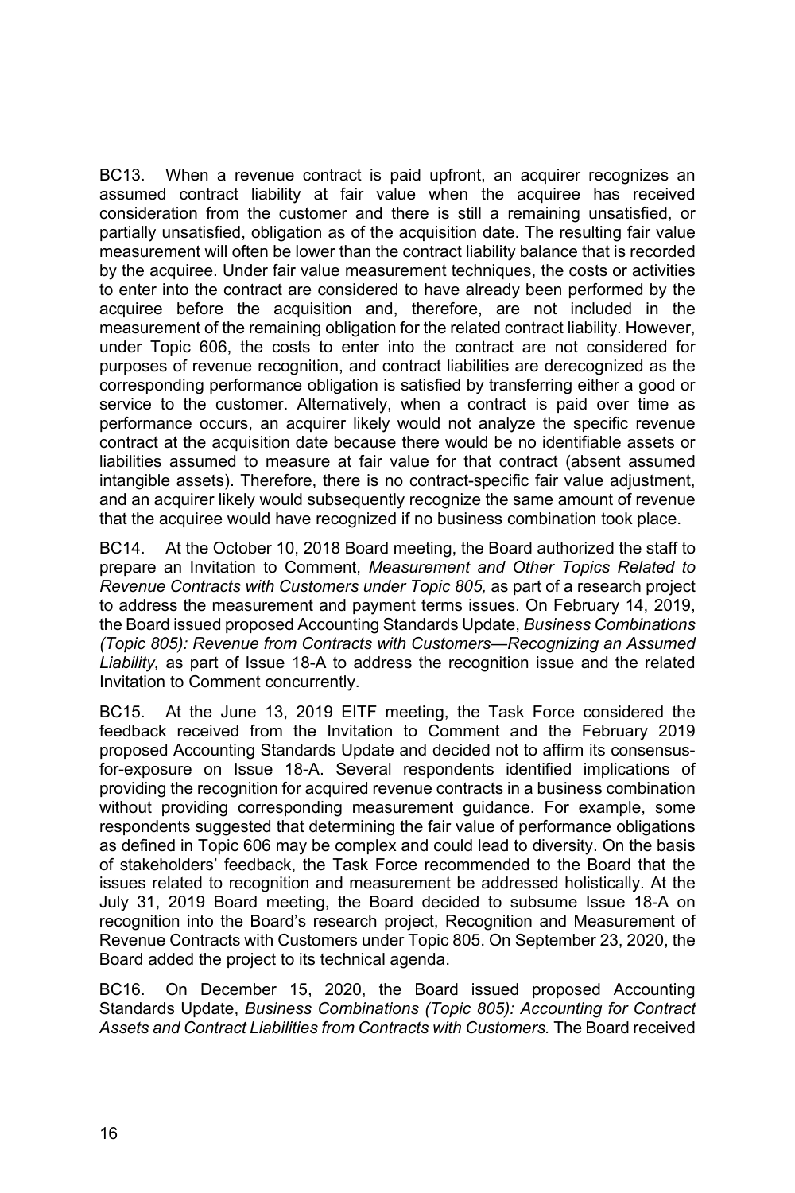BC13. When a revenue contract is paid upfront, an acquirer recognizes an assumed contract liability at fair value when the acquiree has received consideration from the customer and there is still a remaining unsatisfied, or partially unsatisfied, obligation as of the acquisition date. The resulting fair value measurement will often be lower than the contract liability balance that is recorded by the acquiree. Under fair value measurement techniques, the costs or activities to enter into the contract are considered to have already been performed by the acquiree before the acquisition and, therefore, are not included in the measurement of the remaining obligation for the related contract liability. However, under Topic 606, the costs to enter into the contract are not considered for purposes of revenue recognition, and contract liabilities are derecognized as the corresponding performance obligation is satisfied by transferring either a good or service to the customer. Alternatively, when a contract is paid over time as performance occurs, an acquirer likely would not analyze the specific revenue contract at the acquisition date because there would be no identifiable assets or liabilities assumed to measure at fair value for that contract (absent assumed intangible assets). Therefore, there is no contract-specific fair value adjustment, and an acquirer likely would subsequently recognize the same amount of revenue that the acquiree would have recognized if no business combination took place.

BC14. At the October 10, 2018 Board meeting, the Board authorized the staff to prepare an Invitation to Comment, *Measurement and Other Topics Related to Revenue Contracts with Customers under Topic 805,* as part of a research project to address the measurement and payment terms issues. On February 14, 2019, the Board issued proposed Accounting Standards Update, *Business Combinations (Topic 805): Revenue from Contracts with Customers—Recognizing an Assumed Liability,* as part of Issue 18-A to address the recognition issue and the related Invitation to Comment concurrently.

BC15. At the June 13, 2019 EITF meeting, the Task Force considered the feedback received from the Invitation to Comment and the February 2019 proposed Accounting Standards Update and decided not to affirm its consensus-for-exposure on Issue 18-A. Several respondents identified implications of providing the recognition for acquired revenue contracts in a business combination without providing corresponding measurement guidance. For example, some respondents suggested that determining the fair value of performance obligations as defined in Topic 606 may be complex and could lead to diversity. On the basis of stakeholders' feedback, the Task Force recommended to the Board that the issues related to recognition and measurement be addressed holistically. At the July 31, 2019 Board meeting, the Board decided to subsume Issue 18-A on recognition into the Board's research project, Recognition and Measurement of Revenue Contracts with Customers under Topic 805. On September 23, 2020, the Board added the project to its technical agenda.

BC16. On December 15, 2020, the Board issued proposed Accounting Standards Update, *Business Combinations (Topic 805): Accounting for Contract Assets and Contract Liabilities from Contracts with Customers.* The Board received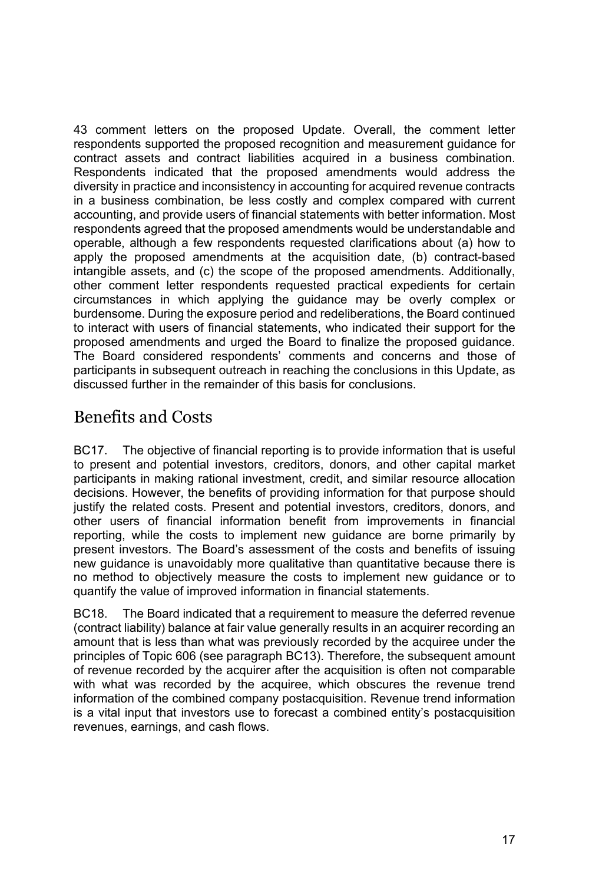43 comment letters on the proposed Update. Overall, the comment letter respondents supported the proposed recognition and measurement guidance for contract assets and contract liabilities acquired in a business combination. Respondents indicated that the proposed amendments would address the diversity in practice and inconsistency in accounting for acquired revenue contracts in a business combination, be less costly and complex compared with current accounting, and provide users of financial statements with better information. Most respondents agreed that the proposed amendments would be understandable and operable, although a few respondents requested clarifications about (a) how to apply the proposed amendments at the acquisition date, (b) contract-based intangible assets, and (c) the scope of the proposed amendments. Additionally, other comment letter respondents requested practical expedients for certain circumstances in which applying the guidance may be overly complex or burdensome. During the exposure period and redeliberations, the Board continued to interact with users of financial statements, who indicated their support for the proposed amendments and urged the Board to finalize the proposed guidance. The Board considered respondents' comments and concerns and those of participants in subsequent outreach in reaching the conclusions in this Update, as discussed further in the remainder of this basis for conclusions.

## Benefits and Costs

BC17. The objective of financial reporting is to provide information that is useful to present and potential investors, creditors, donors, and other capital market participants in making rational investment, credit, and similar resource allocation decisions. However, the benefits of providing information for that purpose should justify the related costs. Present and potential investors, creditors, donors, and other users of financial information benefit from improvements in financial reporting, while the costs to implement new guidance are borne primarily by present investors. The Board's assessment of the costs and benefits of issuing new guidance is unavoidably more qualitative than quantitative because there is no method to objectively measure the costs to implement new guidance or to quantify the value of improved information in financial statements.

BC18. The Board indicated that a requirement to measure the deferred revenue (contract liability) balance at fair value generally results in an acquirer recording an amount that is less than what was previously recorded by the acquiree under the principles of Topic 606 (see paragraph BC13). Therefore, the subsequent amount of revenue recorded by the acquirer after the acquisition is often not comparable with what was recorded by the acquiree, which obscures the revenue trend information of the combined company postacquisition. Revenue trend information is a vital input that investors use to forecast a combined entity's postacquisition revenues, earnings, and cash flows.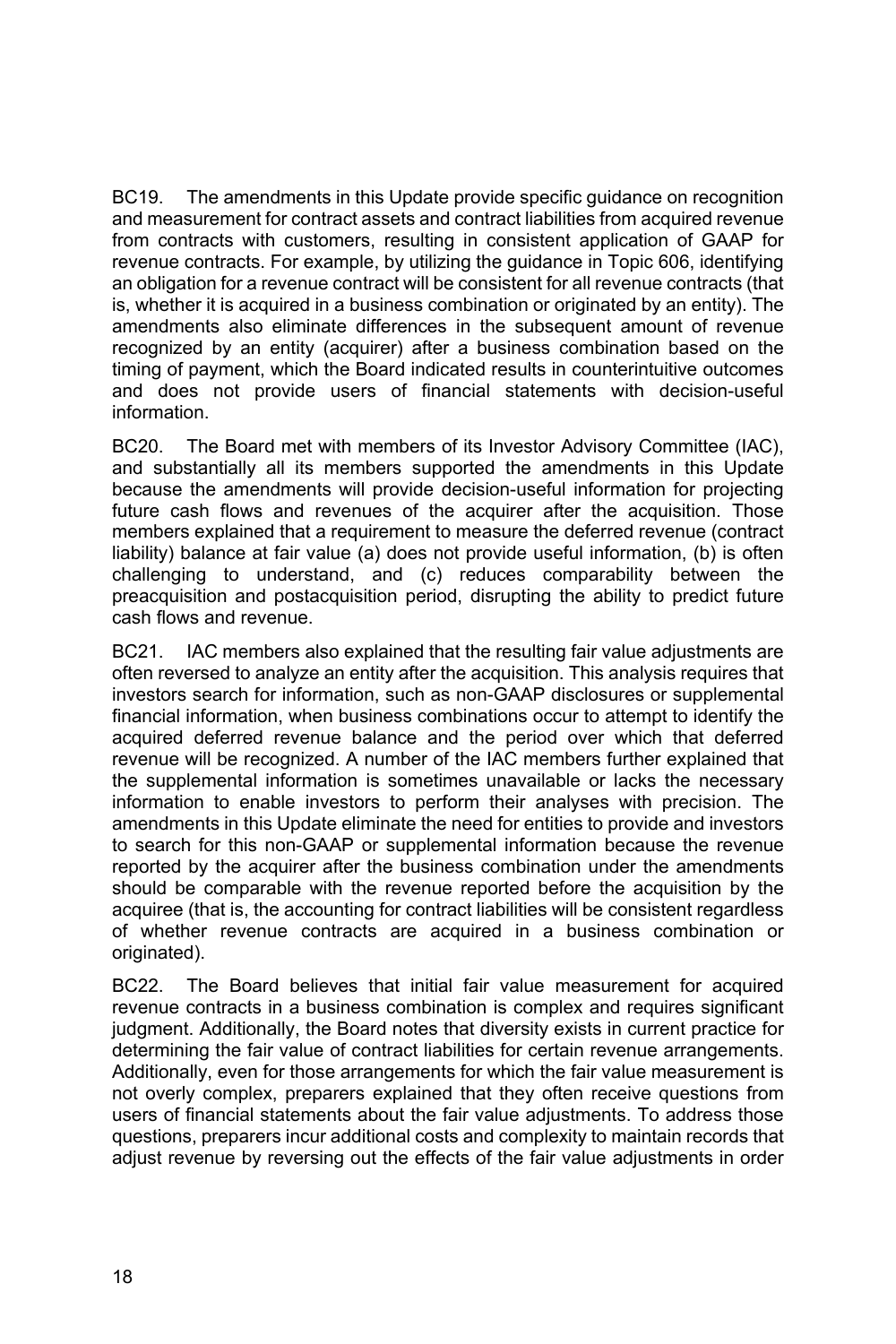BC19. The amendments in this Update provide specific guidance on recognition and measurement for contract assets and contract liabilities from acquired revenue from contracts with customers, resulting in consistent application of GAAP for revenue contracts. For example, by utilizing the guidance in Topic 606, identifying an obligation for a revenue contract will be consistent for all revenue contracts (that is, whether it is acquired in a business combination or originated by an entity). The amendments also eliminate differences in the subsequent amount of revenue recognized by an entity (acquirer) after a business combination based on the timing of payment, which the Board indicated results in counterintuitive outcomes and does not provide users of financial statements with decision-useful information.

BC20. The Board met with members of its Investor Advisory Committee (IAC), and substantially all its members supported the amendments in this Update because the amendments will provide decision-useful information for projecting future cash flows and revenues of the acquirer after the acquisition. Those members explained that a requirement to measure the deferred revenue (contract liability) balance at fair value (a) does not provide useful information, (b) is often challenging to understand, and (c) reduces comparability between the preacquisition and postacquisition period, disrupting the ability to predict future cash flows and revenue.

BC21. IAC members also explained that the resulting fair value adjustments are often reversed to analyze an entity after the acquisition. This analysis requires that investors search for information, such as non-GAAP disclosures or supplemental financial information, when business combinations occur to attempt to identify the acquired deferred revenue balance and the period over which that deferred revenue will be recognized. A number of the IAC members further explained that the supplemental information is sometimes unavailable or lacks the necessary information to enable investors to perform their analyses with precision. The amendments in this Update eliminate the need for entities to provide and investors to search for this non-GAAP or supplemental information because the revenue reported by the acquirer after the business combination under the amendments should be comparable with the revenue reported before the acquisition by the acquiree (that is, the accounting for contract liabilities will be consistent regardless of whether revenue contracts are acquired in a business combination or originated).

BC22. The Board believes that initial fair value measurement for acquired revenue contracts in a business combination is complex and requires significant judgment. Additionally, the Board notes that diversity exists in current practice for determining the fair value of contract liabilities for certain revenue arrangements. Additionally, even for those arrangements for which the fair value measurement is not overly complex, preparers explained that they often receive questions from users of financial statements about the fair value adjustments. To address those questions, preparers incur additional costs and complexity to maintain records that adjust revenue by reversing out the effects of the fair value adjustments in order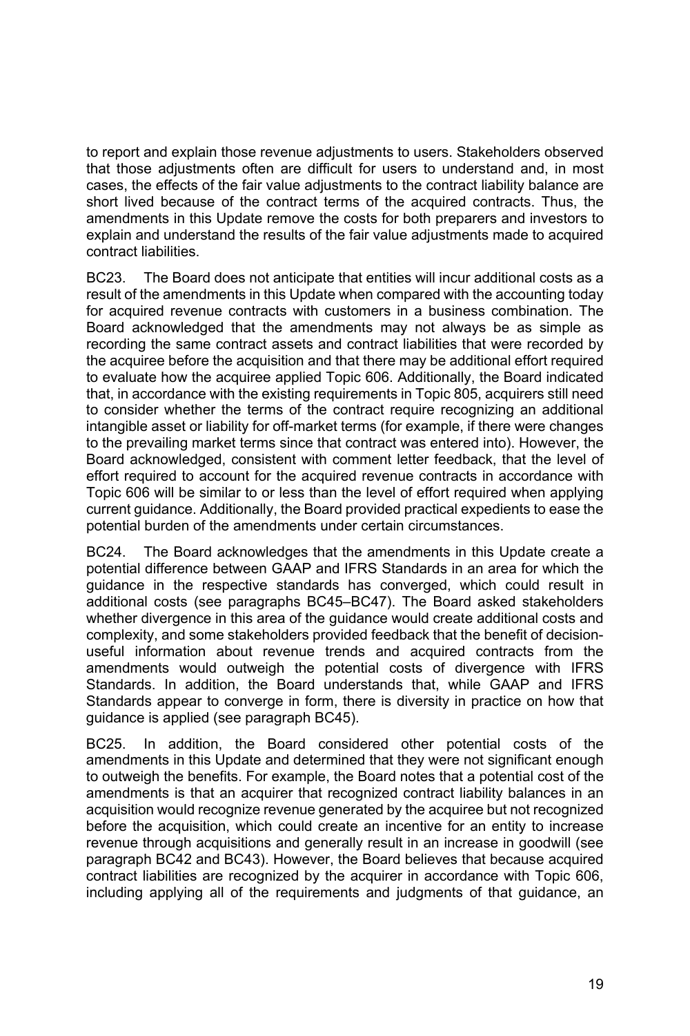to report and explain those revenue adjustments to users. Stakeholders observed that those adjustments often are difficult for users to understand and, in most cases, the effects of the fair value adjustments to the contract liability balance are short lived because of the contract terms of the acquired contracts. Thus, the amendments in this Update remove the costs for both preparers and investors to explain and understand the results of the fair value adjustments made to acquired contract liabilities.

BC23. The Board does not anticipate that entities will incur additional costs as a result of the amendments in this Update when compared with the accounting today for acquired revenue contracts with customers in a business combination. The Board acknowledged that the amendments may not always be as simple as recording the same contract assets and contract liabilities that were recorded by the acquiree before the acquisition and that there may be additional effort required to evaluate how the acquiree applied Topic 606. Additionally, the Board indicated that, in accordance with the existing requirements in Topic 805, acquirers still need to consider whether the terms of the contract require recognizing an additional intangible asset or liability for off-market terms (for example, if there were changes to the prevailing market terms since that contract was entered into). However, the Board acknowledged, consistent with comment letter feedback, that the level of effort required to account for the acquired revenue contracts in accordance with Topic 606 will be similar to or less than the level of effort required when applying current guidance. Additionally, the Board provided practical expedients to ease the potential burden of the amendments under certain circumstances.

BC24. The Board acknowledges that the amendments in this Update create a potential difference between GAAP and IFRS Standards in an area for which the guidance in the respective standards has converged, which could result in additional costs (see paragraphs BC45–BC47). The Board asked stakeholders whether divergence in this area of the guidance would create additional costs and complexity, and some stakeholders provided feedback that the benefit of decision-useful information about revenue trends and acquired contracts from the amendments would outweigh the potential costs of divergence with IFRS Standards. In addition, the Board understands that, while GAAP and IFRS Standards appear to converge in form, there is diversity in practice on how that guidance is applied (see paragraph BC45).

BC25. In addition, the Board considered other potential costs of the amendments in this Update and determined that they were not significant enough to outweigh the benefits. For example, the Board notes that a potential cost of the amendments is that an acquirer that recognized contract liability balances in an acquisition would recognize revenue generated by the acquiree but not recognized before the acquisition, which could create an incentive for an entity to increase revenue through acquisitions and generally result in an increase in goodwill (see paragraph BC42 and BC43). However, the Board believes that because acquired contract liabilities are recognized by the acquirer in accordance with Topic 606, including applying all of the requirements and judgments of that guidance, an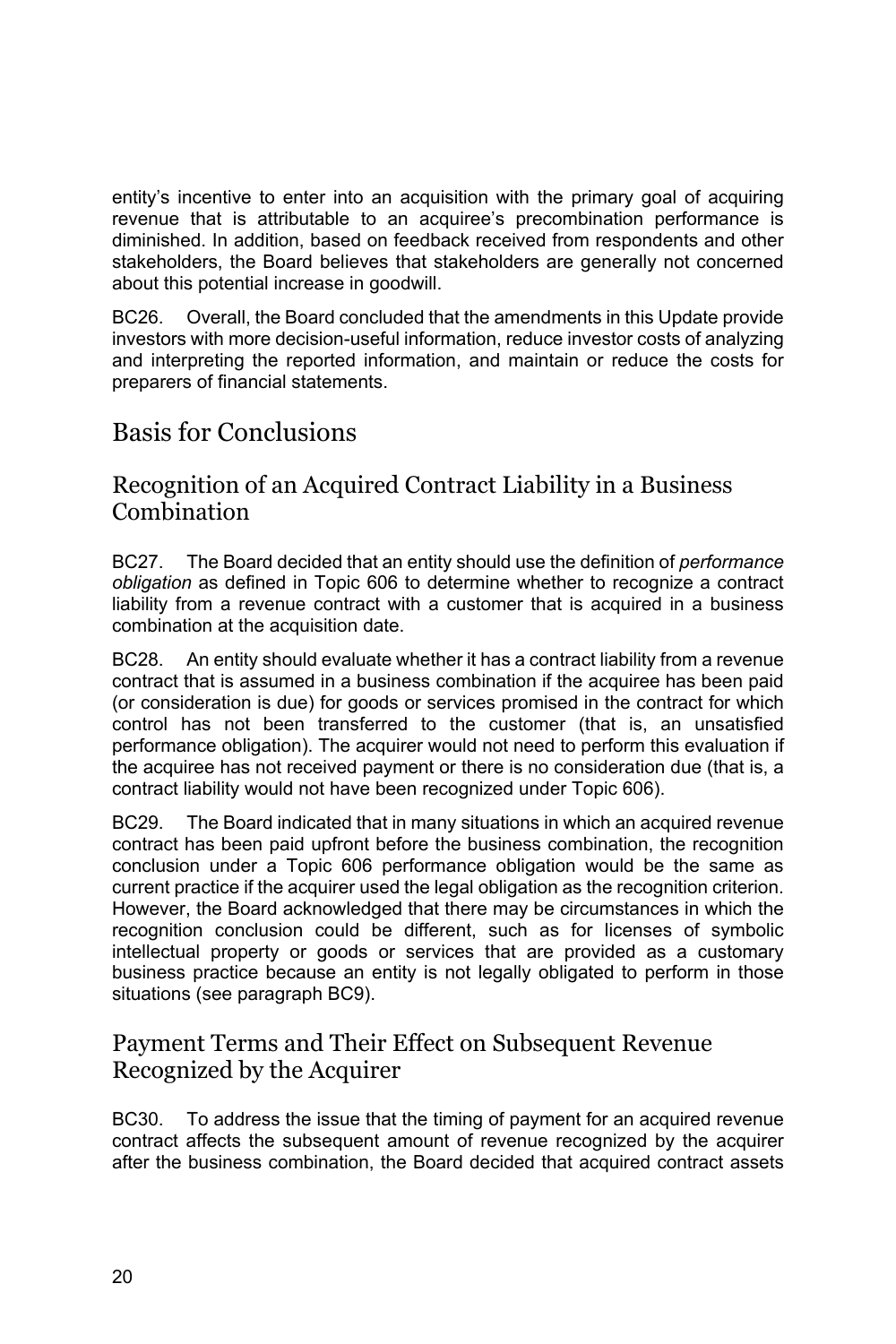entity's incentive to enter into an acquisition with the primary goal of acquiring revenue that is attributable to an acquiree's precombination performance is diminished. In addition, based on feedback received from respondents and other stakeholders, the Board believes that stakeholders are generally not concerned about this potential increase in goodwill.

BC26. Overall, the Board concluded that the amendments in this Update provide investors with more decision-useful information, reduce investor costs of analyzing and interpreting the reported information, and maintain or reduce the costs for preparers of financial statements.

## Basis for Conclusions

### Recognition of an Acquired Contract Liability in a Business Combination

BC27. The Board decided that an entity should use the definition of *performance obligation* as defined in Topic 606 to determine whether to recognize a contract liability from a revenue contract with a customer that is acquired in a business combination at the acquisition date.

BC28. An entity should evaluate whether it has a contract liability from a revenue contract that is assumed in a business combination if the acquiree has been paid (or consideration is due) for goods or services promised in the contract for which control has not been transferred to the customer (that is, an unsatisfied performance obligation). The acquirer would not need to perform this evaluation if the acquiree has not received payment or there is no consideration due (that is, a contract liability would not have been recognized under Topic 606).

BC29. The Board indicated that in many situations in which an acquired revenue contract has been paid upfront before the business combination, the recognition conclusion under a Topic 606 performance obligation would be the same as current practice if the acquirer used the legal obligation as the recognition criterion. However, the Board acknowledged that there may be circumstances in which the recognition conclusion could be different, such as for licenses of symbolic intellectual property or goods or services that are provided as a customary business practice because an entity is not legally obligated to perform in those situations (see paragraph BC9).

### Payment Terms and Their Effect on Subsequent Revenue Recognized by the Acquirer

BC30. To address the issue that the timing of payment for an acquired revenue contract affects the subsequent amount of revenue recognized by the acquirer after the business combination, the Board decided that acquired contract assets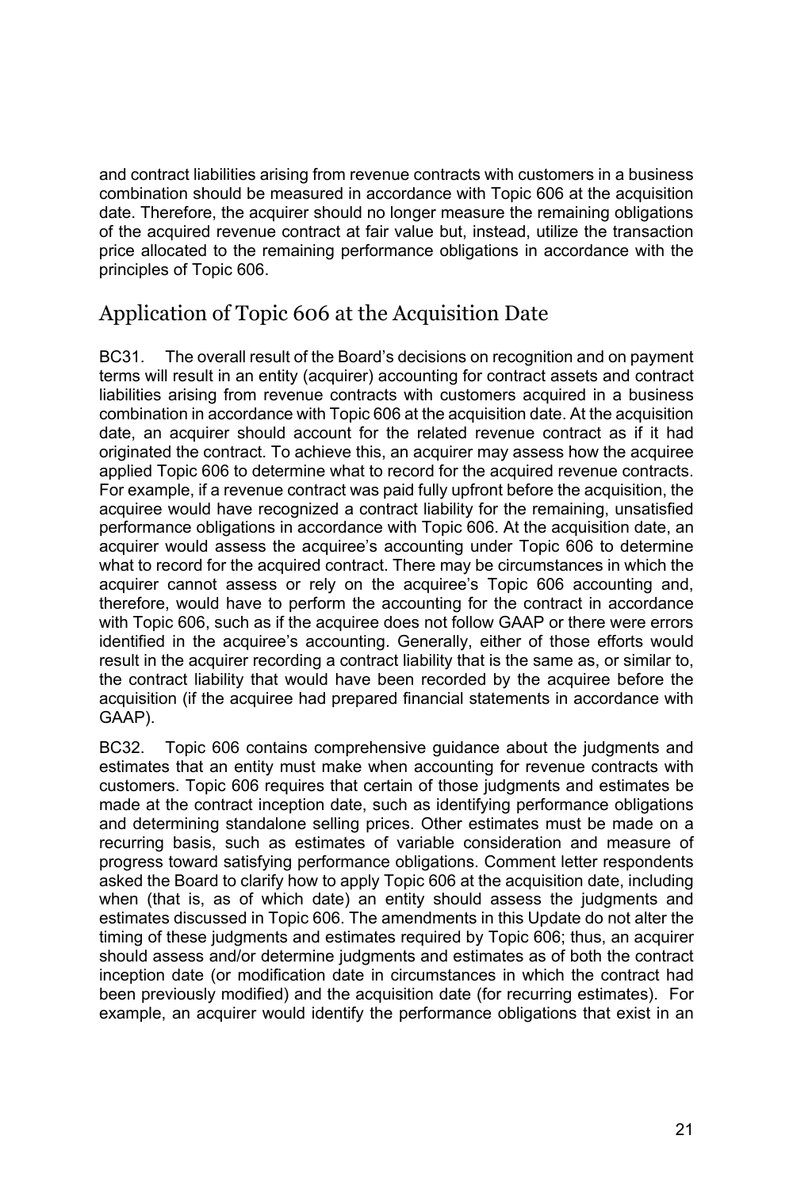and contract liabilities arising from revenue contracts with customers in a business combination should be measured in accordance with Topic 606 at the acquisition date. Therefore, the acquirer should no longer measure the remaining obligations of the acquired revenue contract at fair value but, instead, utilize the transaction price allocated to the remaining performance obligations in accordance with the principles of Topic 606.

## Application of Topic 606 at the Acquisition Date

BC31. The overall result of the Board's decisions on recognition and on payment terms will result in an entity (acquirer) accounting for contract assets and contract liabilities arising from revenue contracts with customers acquired in a business combination in accordance with Topic 606 at the acquisition date. At the acquisition date, an acquirer should account for the related revenue contract as if it had originated the contract. To achieve this, an acquirer may assess how the acquiree applied Topic 606 to determine what to record for the acquired revenue contracts. For example, if a revenue contract was paid fully upfront before the acquisition, the acquiree would have recognized a contract liability for the remaining, unsatisfied performance obligations in accordance with Topic 606. At the acquisition date, an acquirer would assess the acquiree's accounting under Topic 606 to determine what to record for the acquired contract. There may be circumstances in which the acquirer cannot assess or rely on the acquiree's Topic 606 accounting and, therefore, would have to perform the accounting for the contract in accordance with Topic 606, such as if the acquiree does not follow GAAP or there were errors identified in the acquiree's accounting. Generally, either of those efforts would result in the acquirer recording a contract liability that is the same as, or similar to, the contract liability that would have been recorded by the acquiree before the acquisition (if the acquiree had prepared financial statements in accordance with GAAP).

BC32. Topic 606 contains comprehensive guidance about the judgments and estimates that an entity must make when accounting for revenue contracts with customers. Topic 606 requires that certain of those judgments and estimates be made at the contract inception date, such as identifying performance obligations and determining standalone selling prices. Other estimates must be made on a recurring basis, such as estimates of variable consideration and measure of progress toward satisfying performance obligations. Comment letter respondents asked the Board to clarify how to apply Topic 606 at the acquisition date, including when (that is, as of which date) an entity should assess the judgments and estimates discussed in Topic 606. The amendments in this Update do not alter the timing of these judgments and estimates required by Topic 606; thus, an acquirer should assess and/or determine judgments and estimates as of both the contract inception date (or modification date in circumstances in which the contract had been previously modified) and the acquisition date (for recurring estimates). For example, an acquirer would identify the performance obligations that exist in an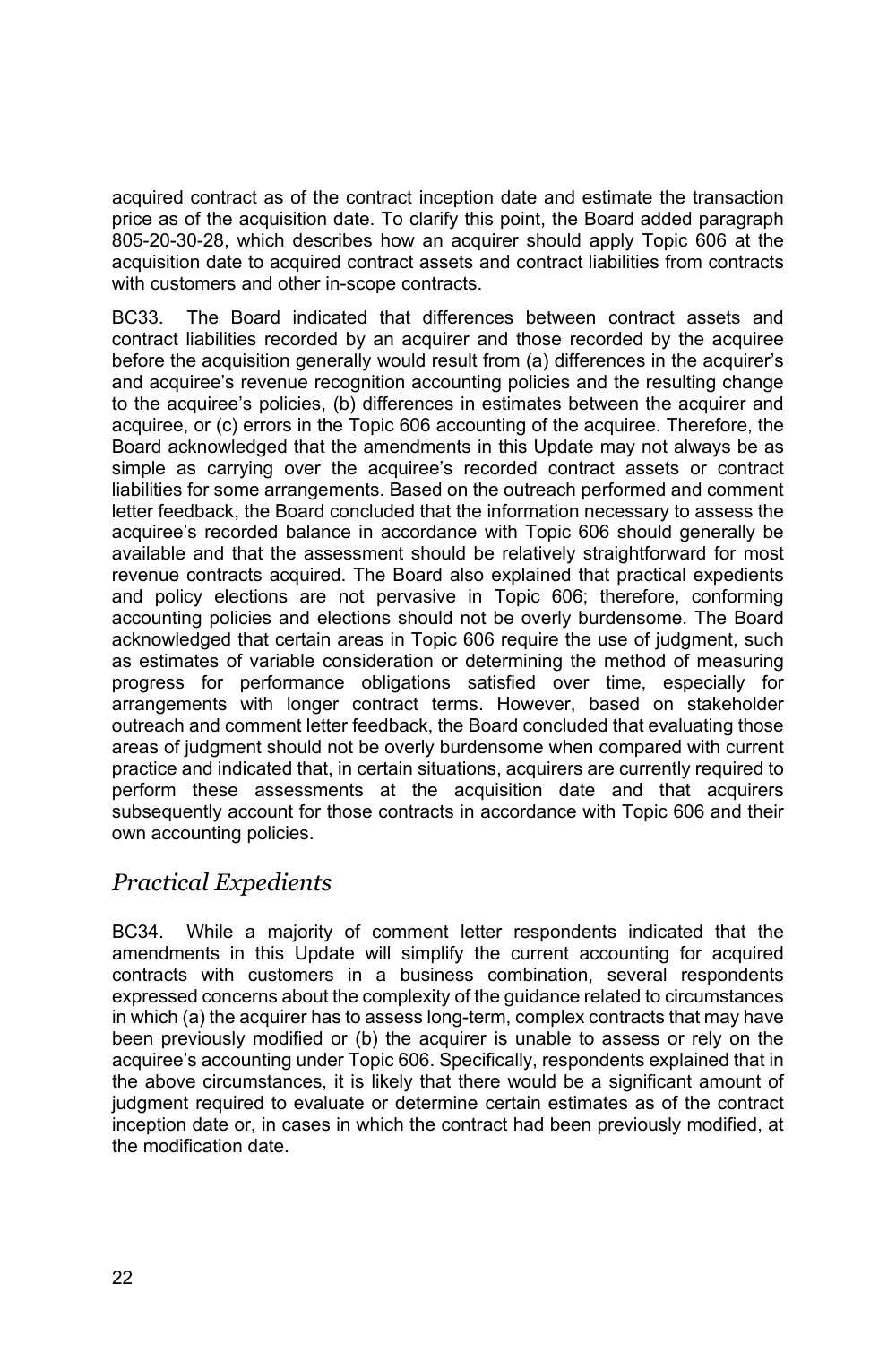acquired contract as of the contract inception date and estimate the transaction price as of the acquisition date. To clarify this point, the Board added paragraph 805-20-30-28, which describes how an acquirer should apply Topic 606 at the acquisition date to acquired contract assets and contract liabilities from contracts with customers and other in-scope contracts.

BC33. The Board indicated that differences between contract assets and contract liabilities recorded by an acquirer and those recorded by the acquiree before the acquisition generally would result from (a) differences in the acquirer's and acquiree's revenue recognition accounting policies and the resulting change to the acquiree's policies, (b) differences in estimates between the acquirer and acquiree, or (c) errors in the Topic 606 accounting of the acquiree. Therefore, the Board acknowledged that the amendments in this Update may not always be as simple as carrying over the acquiree's recorded contract assets or contract liabilities for some arrangements. Based on the outreach performed and comment letter feedback, the Board concluded that the information necessary to assess the acquiree's recorded balance in accordance with Topic 606 should generally be available and that the assessment should be relatively straightforward for most revenue contracts acquired. The Board also explained that practical expedients and policy elections are not pervasive in Topic 606; therefore, conforming accounting policies and elections should not be overly burdensome. The Board acknowledged that certain areas in Topic 606 require the use of judgment, such as estimates of variable consideration or determining the method of measuring progress for performance obligations satisfied over time, especially for arrangements with longer contract terms. However, based on stakeholder outreach and comment letter feedback, the Board concluded that evaluating those areas of judgment should not be overly burdensome when compared with current practice and indicated that, in certain situations, acquirers are currently required to perform these assessments at the acquisition date and that acquirers subsequently account for those contracts in accordance with Topic 606 and their own accounting policies.

## *Practical Expedients*

BC34. While a majority of comment letter respondents indicated that the amendments in this Update will simplify the current accounting for acquired contracts with customers in a business combination, several respondents expressed concerns about the complexity of the guidance related to circumstances in which (a) the acquirer has to assess long-term, complex contracts that may have been previously modified or (b) the acquirer is unable to assess or rely on the acquiree's accounting under Topic 606. Specifically, respondents explained that in the above circumstances, it is likely that there would be a significant amount of judgment required to evaluate or determine certain estimates as of the contract inception date or, in cases in which the contract had been previously modified, at the modification date.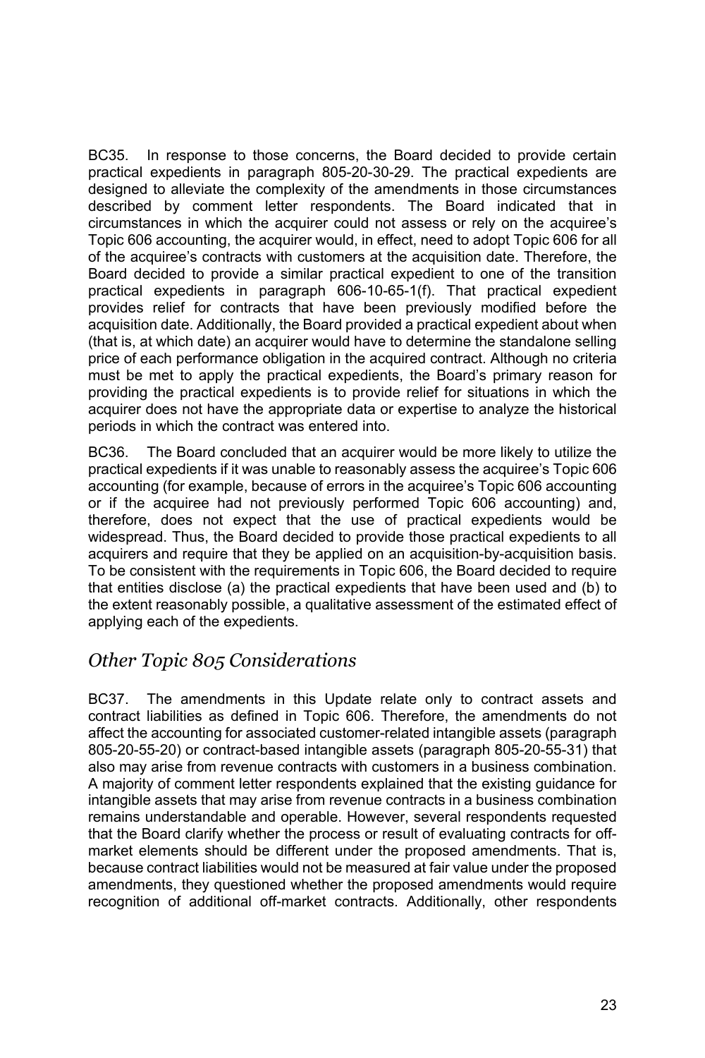BC35. In response to those concerns, the Board decided to provide certain practical expedients in paragraph 805-20-30-29. The practical expedients are designed to alleviate the complexity of the amendments in those circumstances described by comment letter respondents. The Board indicated that in circumstances in which the acquirer could not assess or rely on the acquiree's Topic 606 accounting, the acquirer would, in effect, need to adopt Topic 606 for all of the acquiree's contracts with customers at the acquisition date. Therefore, the Board decided to provide a similar practical expedient to one of the transition practical expedients in paragraph 606-10-65-1(f). That practical expedient provides relief for contracts that have been previously modified before the acquisition date. Additionally, the Board provided a practical expedient about when (that is, at which date) an acquirer would have to determine the standalone selling price of each performance obligation in the acquired contract. Although no criteria must be met to apply the practical expedients, the Board's primary reason for providing the practical expedients is to provide relief for situations in which the acquirer does not have the appropriate data or expertise to analyze the historical periods in which the contract was entered into.

BC36. The Board concluded that an acquirer would be more likely to utilize the practical expedients if it was unable to reasonably assess the acquiree's Topic 606 accounting (for example, because of errors in the acquiree's Topic 606 accounting or if the acquiree had not previously performed Topic 606 accounting) and, therefore, does not expect that the use of practical expedients would be widespread. Thus, the Board decided to provide those practical expedients to all acquirers and require that they be applied on an acquisition-by-acquisition basis. To be consistent with the requirements in Topic 606, the Board decided to require that entities disclose (a) the practical expedients that have been used and (b) to the extent reasonably possible, a qualitative assessment of the estimated effect of applying each of the expedients.

## *Other Topic 805 Considerations*

BC37. The amendments in this Update relate only to contract assets and contract liabilities as defined in Topic 606. Therefore, the amendments do not affect the accounting for associated customer-related intangible assets (paragraph 805-20-55-20) or contract-based intangible assets (paragraph 805-20-55-31) that also may arise from revenue contracts with customers in a business combination. A majority of comment letter respondents explained that the existing guidance for intangible assets that may arise from revenue contracts in a business combination remains understandable and operable. However, several respondents requested that the Board clarify whether the process or result of evaluating contracts for off-market elements should be different under the proposed amendments. That is, because contract liabilities would not be measured at fair value under the proposed amendments, they questioned whether the proposed amendments would require recognition of additional off-market contracts. Additionally, other respondents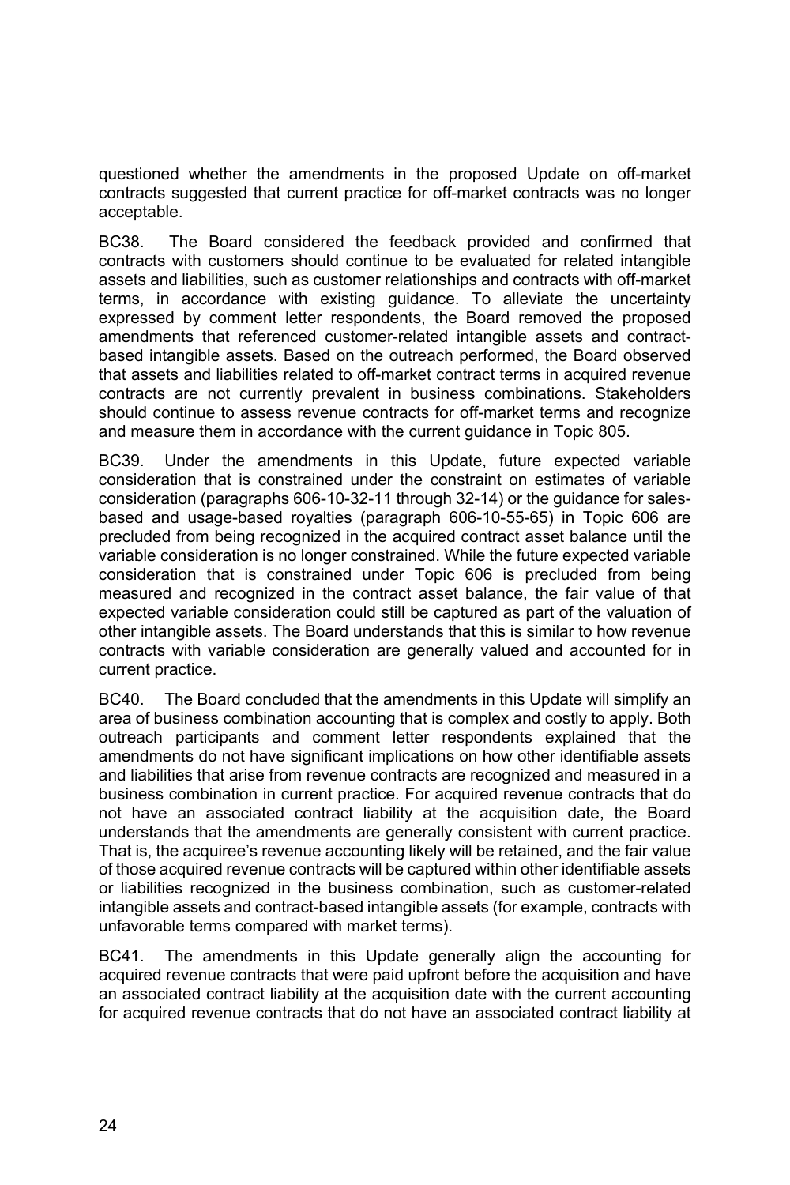questioned whether the amendments in the proposed Update on off-market contracts suggested that current practice for off-market contracts was no longer acceptable.

BC38. The Board considered the feedback provided and confirmed that contracts with customers should continue to be evaluated for related intangible assets and liabilities, such as customer relationships and contracts with off-market terms, in accordance with existing guidance. To alleviate the uncertainty expressed by comment letter respondents, the Board removed the proposed amendments that referenced customer-related intangible assets and contract-based intangible assets. Based on the outreach performed, the Board observed that assets and liabilities related to off-market contract terms in acquired revenue contracts are not currently prevalent in business combinations. Stakeholders should continue to assess revenue contracts for off-market terms and recognize and measure them in accordance with the current guidance in Topic 805.

BC39. Under the amendments in this Update, future expected variable consideration that is constrained under the constraint on estimates of variable consideration (paragraphs 606-10-32-11 through 32-14) or the guidance for sales-based and usage-based royalties (paragraph 606-10-55-65) in Topic 606 are precluded from being recognized in the acquired contract asset balance until the variable consideration is no longer constrained. While the future expected variable consideration that is constrained under Topic 606 is precluded from being measured and recognized in the contract asset balance, the fair value of that expected variable consideration could still be captured as part of the valuation of other intangible assets. The Board understands that this is similar to how revenue contracts with variable consideration are generally valued and accounted for in current practice.

BC40. The Board concluded that the amendments in this Update will simplify an area of business combination accounting that is complex and costly to apply. Both outreach participants and comment letter respondents explained that the amendments do not have significant implications on how other identifiable assets and liabilities that arise from revenue contracts are recognized and measured in a business combination in current practice. For acquired revenue contracts that do not have an associated contract liability at the acquisition date, the Board understands that the amendments are generally consistent with current practice. That is, the acquiree's revenue accounting likely will be retained, and the fair value of those acquired revenue contracts will be captured within other identifiable assets or liabilities recognized in the business combination, such as customer-related intangible assets and contract-based intangible assets (for example, contracts with unfavorable terms compared with market terms).

BC41. The amendments in this Update generally align the accounting for acquired revenue contracts that were paid upfront before the acquisition and have an associated contract liability at the acquisition date with the current accounting for acquired revenue contracts that do not have an associated contract liability at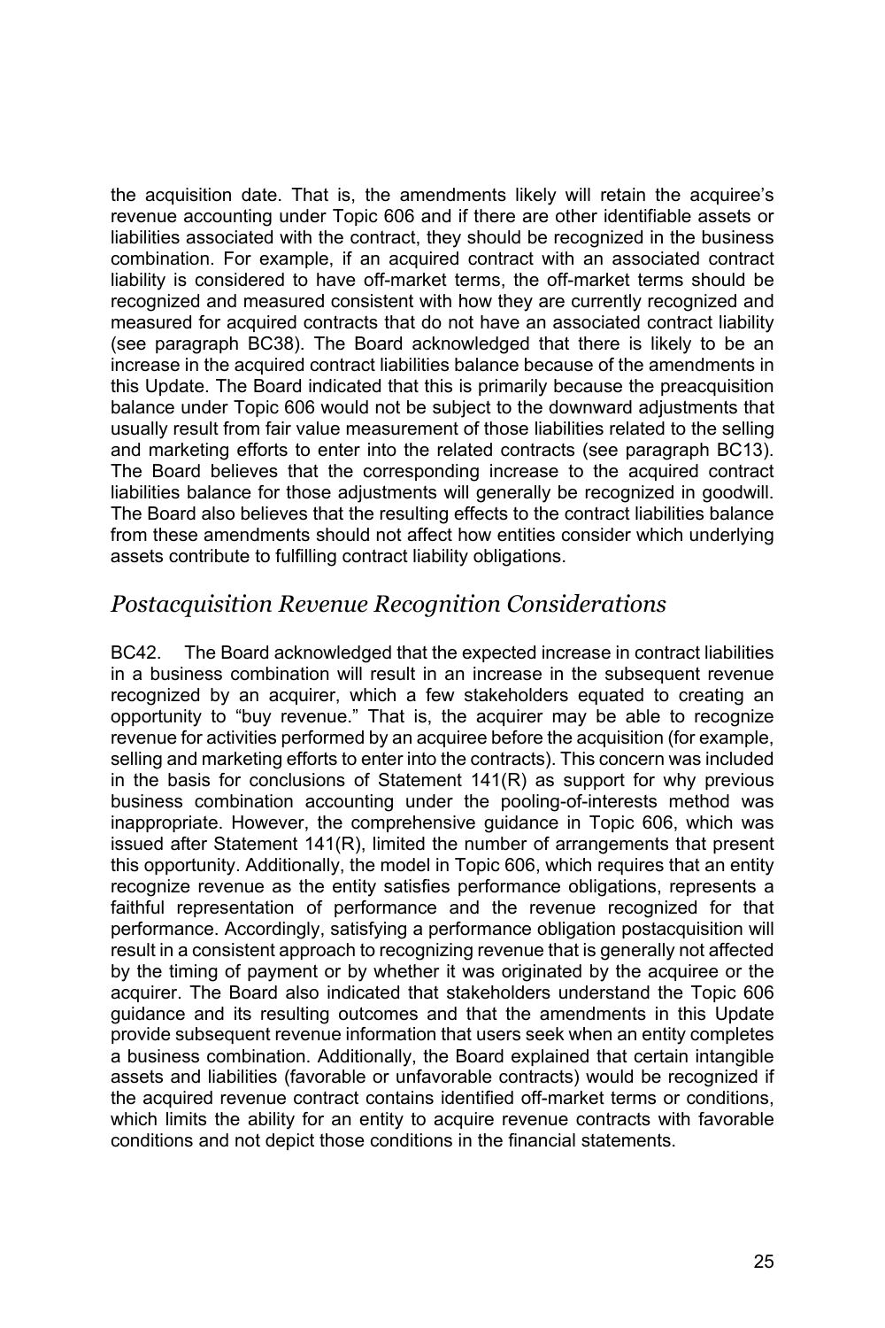the acquisition date. That is, the amendments likely will retain the acquiree's revenue accounting under Topic 606 and if there are other identifiable assets or liabilities associated with the contract, they should be recognized in the business combination. For example, if an acquired contract with an associated contract liability is considered to have off-market terms, the off-market terms should be recognized and measured consistent with how they are currently recognized and measured for acquired contracts that do not have an associated contract liability (see paragraph BC38). The Board acknowledged that there is likely to be an increase in the acquired contract liabilities balance because of the amendments in this Update. The Board indicated that this is primarily because the preacquisition balance under Topic 606 would not be subject to the downward adjustments that usually result from fair value measurement of those liabilities related to the selling and marketing efforts to enter into the related contracts (see paragraph BC13). The Board believes that the corresponding increase to the acquired contract liabilities balance for those adjustments will generally be recognized in goodwill. The Board also believes that the resulting effects to the contract liabilities balance from these amendments should not affect how entities consider which underlying assets contribute to fulfilling contract liability obligations.

## *Postacquisition Revenue Recognition Considerations*

BC42. The Board acknowledged that the expected increase in contract liabilities in a business combination will result in an increase in the subsequent revenue recognized by an acquirer, which a few stakeholders equated to creating an opportunity to "buy revenue." That is, the acquirer may be able to recognize revenue for activities performed by an acquiree before the acquisition (for example, selling and marketing efforts to enter into the contracts). This concern was included in the basis for conclusions of Statement 141(R) as support for why previous business combination accounting under the pooling-of-interests method was inappropriate. However, the comprehensive guidance in Topic 606, which was issued after Statement 141(R), limited the number of arrangements that present this opportunity. Additionally, the model in Topic 606, which requires that an entity recognize revenue as the entity satisfies performance obligations, represents a faithful representation of performance and the revenue recognized for that performance. Accordingly, satisfying a performance obligation postacquisition will result in a consistent approach to recognizing revenue that is generally not affected by the timing of payment or by whether it was originated by the acquiree or the acquirer. The Board also indicated that stakeholders understand the Topic 606 guidance and its resulting outcomes and that the amendments in this Update provide subsequent revenue information that users seek when an entity completes a business combination. Additionally, the Board explained that certain intangible assets and liabilities (favorable or unfavorable contracts) would be recognized if the acquired revenue contract contains identified off-market terms or conditions, which limits the ability for an entity to acquire revenue contracts with favorable conditions and not depict those conditions in the financial statements.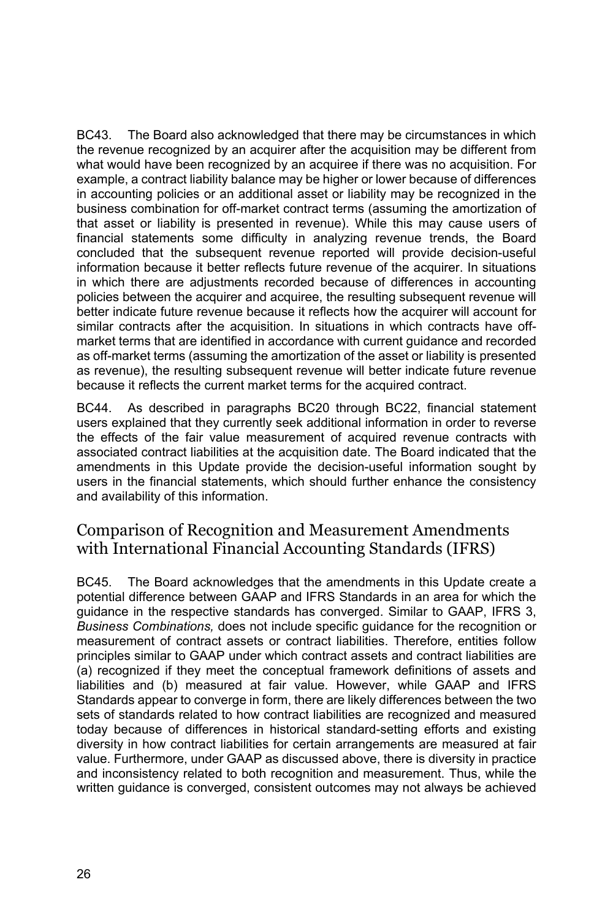BC43. The Board also acknowledged that there may be circumstances in which the revenue recognized by an acquirer after the acquisition may be different from what would have been recognized by an acquiree if there was no acquisition. For example, a contract liability balance may be higher or lower because of differences in accounting policies or an additional asset or liability may be recognized in the business combination for off-market contract terms (assuming the amortization of that asset or liability is presented in revenue). While this may cause users of financial statements some difficulty in analyzing revenue trends, the Board concluded that the subsequent revenue reported will provide decision-useful information because it better reflects future revenue of the acquirer. In situations in which there are adjustments recorded because of differences in accounting policies between the acquirer and acquiree, the resulting subsequent revenue will better indicate future revenue because it reflects how the acquirer will account for similar contracts after the acquisition. In situations in which contracts have off-market terms that are identified in accordance with current guidance and recorded as off-market terms (assuming the amortization of the asset or liability is presented as revenue), the resulting subsequent revenue will better indicate future revenue because it reflects the current market terms for the acquired contract.

BC44. As described in paragraphs BC20 through BC22, financial statement users explained that they currently seek additional information in order to reverse the effects of the fair value measurement of acquired revenue contracts with associated contract liabilities at the acquisition date. The Board indicated that the amendments in this Update provide the decision-useful information sought by users in the financial statements, which should further enhance the consistency and availability of this information.

## Comparison of Recognition and Measurement Amendments with International Financial Accounting Standards (IFRS)

BC45. The Board acknowledges that the amendments in this Update create a potential difference between GAAP and IFRS Standards in an area for which the guidance in the respective standards has converged. Similar to GAAP, IFRS 3, *Business Combinations,* does not include specific guidance for the recognition or measurement of contract assets or contract liabilities. Therefore, entities follow principles similar to GAAP under which contract assets and contract liabilities are (a) recognized if they meet the conceptual framework definitions of assets and liabilities and (b) measured at fair value. However, while GAAP and IFRS Standards appear to converge in form, there are likely differences between the two sets of standards related to how contract liabilities are recognized and measured today because of differences in historical standard-setting efforts and existing diversity in how contract liabilities for certain arrangements are measured at fair value. Furthermore, under GAAP as discussed above, there is diversity in practice and inconsistency related to both recognition and measurement. Thus, while the written guidance is converged, consistent outcomes may not always be achieved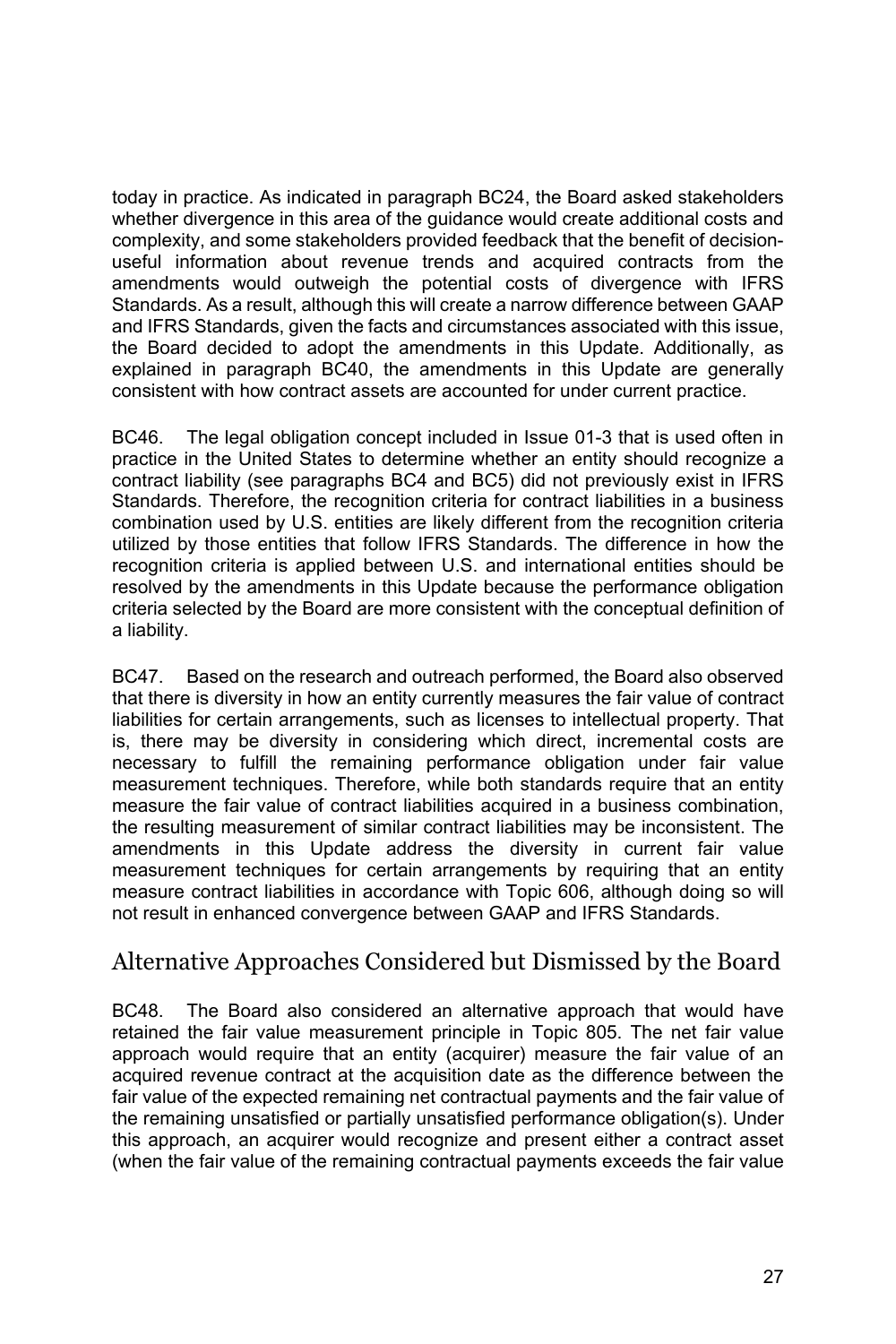today in practice. As indicated in paragraph BC24, the Board asked stakeholders whether divergence in this area of the guidance would create additional costs and complexity, and some stakeholders provided feedback that the benefit of decision-useful information about revenue trends and acquired contracts from the amendments would outweigh the potential costs of divergence with IFRS Standards. As a result, although this will create a narrow difference between GAAP and IFRS Standards, given the facts and circumstances associated with this issue, the Board decided to adopt the amendments in this Update. Additionally, as explained in paragraph BC40, the amendments in this Update are generally consistent with how contract assets are accounted for under current practice.

BC46. The legal obligation concept included in Issue 01-3 that is used often in practice in the United States to determine whether an entity should recognize a contract liability (see paragraphs BC4 and BC5) did not previously exist in IFRS Standards. Therefore, the recognition criteria for contract liabilities in a business combination used by U.S. entities are likely different from the recognition criteria utilized by those entities that follow IFRS Standards. The difference in how the recognition criteria is applied between U.S. and international entities should be resolved by the amendments in this Update because the performance obligation criteria selected by the Board are more consistent with the conceptual definition of a liability.

BC47. Based on the research and outreach performed, the Board also observed that there is diversity in how an entity currently measures the fair value of contract liabilities for certain arrangements, such as licenses to intellectual property. That is, there may be diversity in considering which direct, incremental costs are necessary to fulfill the remaining performance obligation under fair value measurement techniques. Therefore, while both standards require that an entity measure the fair value of contract liabilities acquired in a business combination, the resulting measurement of similar contract liabilities may be inconsistent. The amendments in this Update address the diversity in current fair value measurement techniques for certain arrangements by requiring that an entity measure contract liabilities in accordance with Topic 606, although doing so will not result in enhanced convergence between GAAP and IFRS Standards.

## Alternative Approaches Considered but Dismissed by the Board

BC48. The Board also considered an alternative approach that would have retained the fair value measurement principle in Topic 805. The net fair value approach would require that an entity (acquirer) measure the fair value of an acquired revenue contract at the acquisition date as the difference between the fair value of the expected remaining net contractual payments and the fair value of the remaining unsatisfied or partially unsatisfied performance obligation(s). Under this approach, an acquirer would recognize and present either a contract asset (when the fair value of the remaining contractual payments exceeds the fair value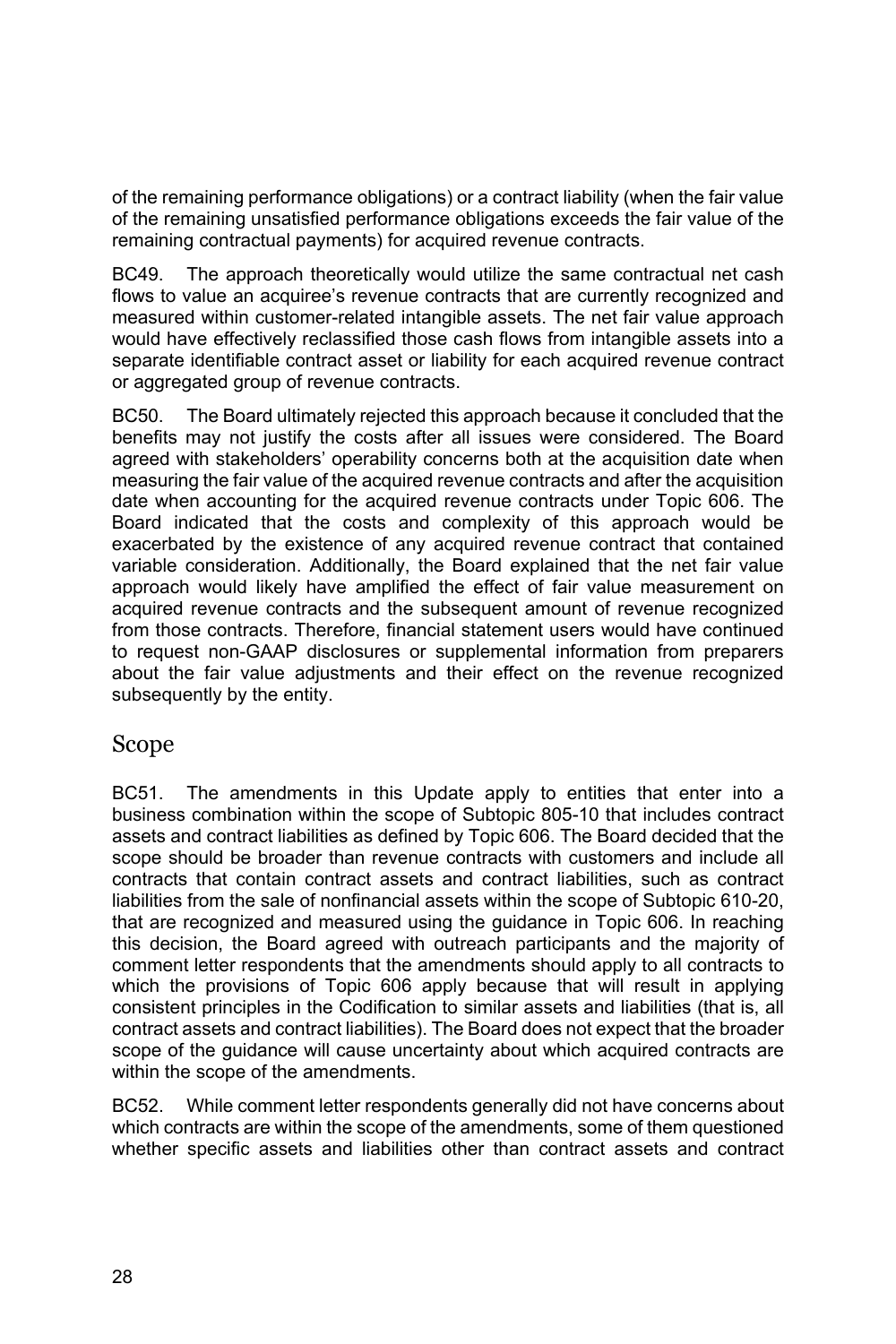of the remaining performance obligations) or a contract liability (when the fair value of the remaining unsatisfied performance obligations exceeds the fair value of the remaining contractual payments) for acquired revenue contracts.

BC49. The approach theoretically would utilize the same contractual net cash flows to value an acquiree's revenue contracts that are currently recognized and measured within customer-related intangible assets. The net fair value approach would have effectively reclassified those cash flows from intangible assets into a separate identifiable contract asset or liability for each acquired revenue contract or aggregated group of revenue contracts.

BC50. The Board ultimately rejected this approach because it concluded that the benefits may not justify the costs after all issues were considered. The Board agreed with stakeholders' operability concerns both at the acquisition date when measuring the fair value of the acquired revenue contracts and after the acquisition date when accounting for the acquired revenue contracts under Topic 606. The Board indicated that the costs and complexity of this approach would be exacerbated by the existence of any acquired revenue contract that contained variable consideration. Additionally, the Board explained that the net fair value approach would likely have amplified the effect of fair value measurement on acquired revenue contracts and the subsequent amount of revenue recognized from those contracts. Therefore, financial statement users would have continued to request non-GAAP disclosures or supplemental information from preparers about the fair value adjustments and their effect on the revenue recognized subsequently by the entity.

## Scope

BC51. The amendments in this Update apply to entities that enter into a business combination within the scope of Subtopic 805-10 that includes contract assets and contract liabilities as defined by Topic 606. The Board decided that the scope should be broader than revenue contracts with customers and include all contracts that contain contract assets and contract liabilities, such as contract liabilities from the sale of nonfinancial assets within the scope of Subtopic 610-20, that are recognized and measured using the guidance in Topic 606. In reaching this decision, the Board agreed with outreach participants and the majority of comment letter respondents that the amendments should apply to all contracts to which the provisions of Topic 606 apply because that will result in applying consistent principles in the Codification to similar assets and liabilities (that is, all contract assets and contract liabilities). The Board does not expect that the broader scope of the guidance will cause uncertainty about which acquired contracts are within the scope of the amendments.

BC52. While comment letter respondents generally did not have concerns about which contracts are within the scope of the amendments, some of them questioned whether specific assets and liabilities other than contract assets and contract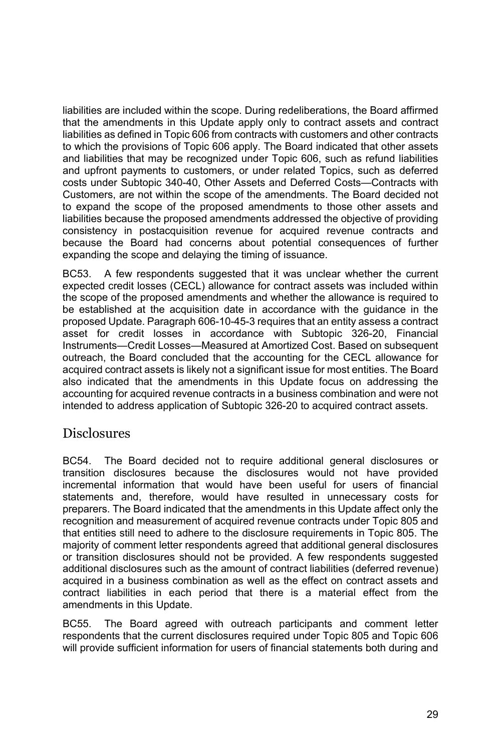liabilities are included within the scope. During redeliberations, the Board affirmed that the amendments in this Update apply only to contract assets and contract liabilities as defined in Topic 606 from contracts with customers and other contracts to which the provisions of Topic 606 apply. The Board indicated that other assets and liabilities that may be recognized under Topic 606, such as refund liabilities and upfront payments to customers, or under related Topics, such as deferred costs under Subtopic 340-40, Other Assets and Deferred Costs—Contracts with Customers, are not within the scope of the amendments. The Board decided not to expand the scope of the proposed amendments to those other assets and liabilities because the proposed amendments addressed the objective of providing consistency in postacquisition revenue for acquired revenue contracts and because the Board had concerns about potential consequences of further expanding the scope and delaying the timing of issuance.

BC53. A few respondents suggested that it was unclear whether the current expected credit losses (CECL) allowance for contract assets was included within the scope of the proposed amendments and whether the allowance is required to be established at the acquisition date in accordance with the guidance in the proposed Update. Paragraph 606-10-45-3 requires that an entity assess a contract asset for credit losses in accordance with Subtopic 326-20, Financial Instruments—Credit Losses—Measured at Amortized Cost. Based on subsequent outreach, the Board concluded that the accounting for the CECL allowance for acquired contract assets is likely not a significant issue for most entities. The Board also indicated that the amendments in this Update focus on addressing the accounting for acquired revenue contracts in a business combination and were not intended to address application of Subtopic 326-20 to acquired contract assets.

## Disclosures

BC54. The Board decided not to require additional general disclosures or transition disclosures because the disclosures would not have provided incremental information that would have been useful for users of financial statements and, therefore, would have resulted in unnecessary costs for preparers. The Board indicated that the amendments in this Update affect only the recognition and measurement of acquired revenue contracts under Topic 805 and that entities still need to adhere to the disclosure requirements in Topic 805. The majority of comment letter respondents agreed that additional general disclosures or transition disclosures should not be provided. A few respondents suggested additional disclosures such as the amount of contract liabilities (deferred revenue) acquired in a business combination as well as the effect on contract assets and contract liabilities in each period that there is a material effect from the amendments in this Update.

BC55. The Board agreed with outreach participants and comment letter respondents that the current disclosures required under Topic 805 and Topic 606 will provide sufficient information for users of financial statements both during and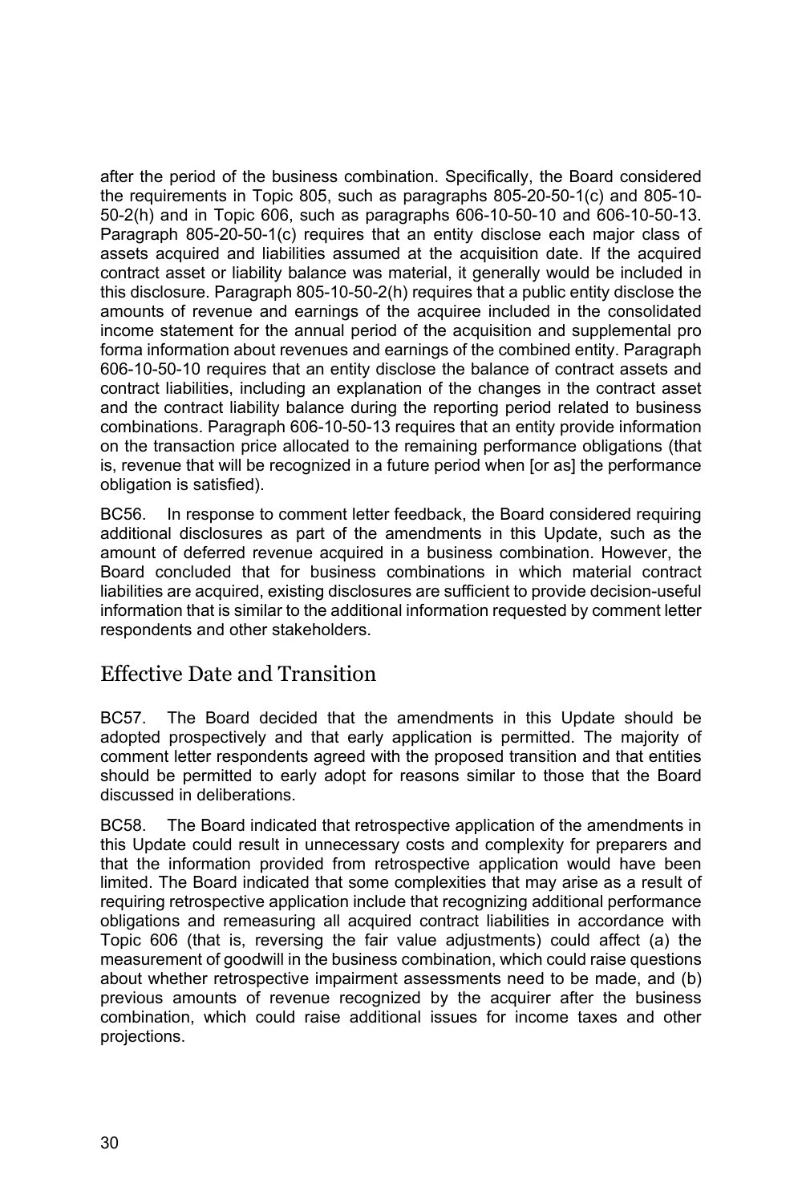after the period of the business combination. Specifically, the Board considered the requirements in Topic 805, such as paragraphs 805-20-50-1(c) and 805-10-50-2(h) and in Topic 606, such as paragraphs 606-10-50-10 and 606-10-50-13. Paragraph 805-20-50-1(c) requires that an entity disclose each major class of assets acquired and liabilities assumed at the acquisition date. If the acquired contract asset or liability balance was material, it generally would be included in this disclosure. Paragraph 805-10-50-2(h) requires that a public entity disclose the amounts of revenue and earnings of the acquiree included in the consolidated income statement for the annual period of the acquisition and supplemental pro forma information about revenues and earnings of the combined entity. Paragraph 606-10-50-10 requires that an entity disclose the balance of contract assets and contract liabilities, including an explanation of the changes in the contract asset and the contract liability balance during the reporting period related to business combinations. Paragraph 606-10-50-13 requires that an entity provide information on the transaction price allocated to the remaining performance obligations (that is, revenue that will be recognized in a future period when [or as] the performance obligation is satisfied).

BC56. In response to comment letter feedback, the Board considered requiring additional disclosures as part of the amendments in this Update, such as the amount of deferred revenue acquired in a business combination. However, the Board concluded that for business combinations in which material contract liabilities are acquired, existing disclosures are sufficient to provide decision-useful information that is similar to the additional information requested by comment letter respondents and other stakeholders.

## Effective Date and Transition

BC57. The Board decided that the amendments in this Update should be adopted prospectively and that early application is permitted. The majority of comment letter respondents agreed with the proposed transition and that entities should be permitted to early adopt for reasons similar to those that the Board discussed in deliberations.

BC58. The Board indicated that retrospective application of the amendments in this Update could result in unnecessary costs and complexity for preparers and that the information provided from retrospective application would have been limited. The Board indicated that some complexities that may arise as a result of requiring retrospective application include that recognizing additional performance obligations and remeasuring all acquired contract liabilities in accordance with Topic 606 (that is, reversing the fair value adjustments) could affect (a) the measurement of goodwill in the business combination, which could raise questions about whether retrospective impairment assessments need to be made, and (b) previous amounts of revenue recognized by the acquirer after the business combination, which could raise additional issues for income taxes and other projections.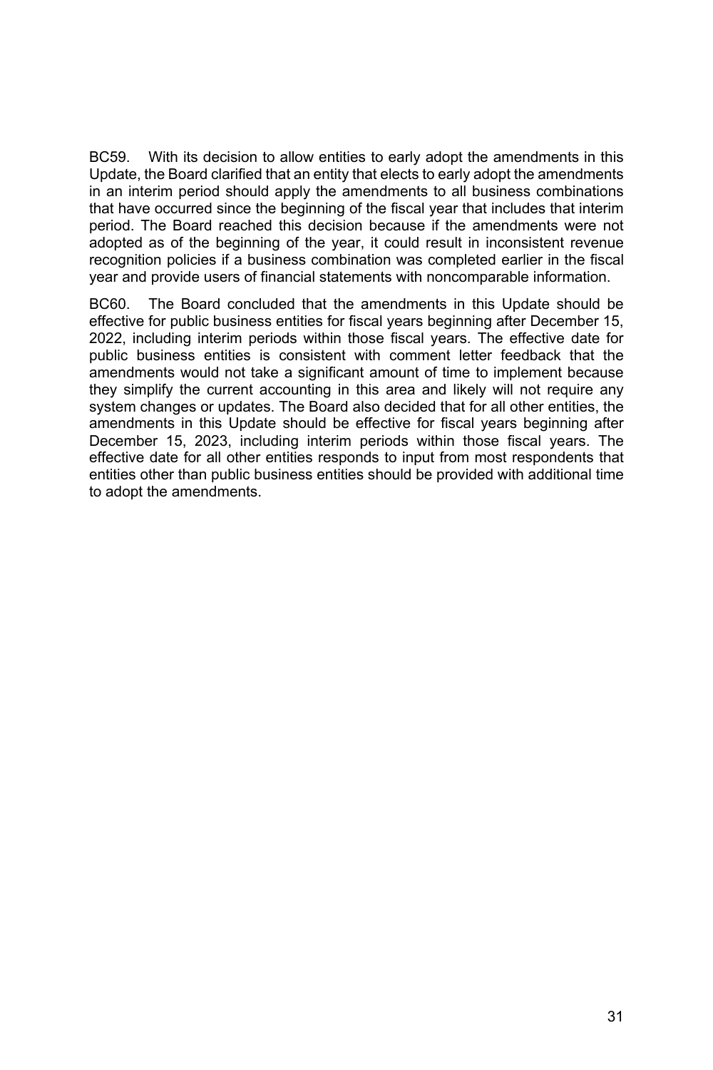BC59. With its decision to allow entities to early adopt the amendments in this Update, the Board clarified that an entity that elects to early adopt the amendments in an interim period should apply the amendments to all business combinations that have occurred since the beginning of the fiscal year that includes that interim period. The Board reached this decision because if the amendments were not adopted as of the beginning of the year, it could result in inconsistent revenue recognition policies if a business combination was completed earlier in the fiscal year and provide users of financial statements with noncomparable information.

BC60. The Board concluded that the amendments in this Update should be effective for public business entities for fiscal years beginning after December 15, 2022, including interim periods within those fiscal years. The effective date for public business entities is consistent with comment letter feedback that the amendments would not take a significant amount of time to implement because they simplify the current accounting in this area and likely will not require any system changes or updates. The Board also decided that for all other entities, the amendments in this Update should be effective for fiscal years beginning after December 15, 2023, including interim periods within those fiscal years. The effective date for all other entities responds to input from most respondents that entities other than public business entities should be provided with additional time to adopt the amendments.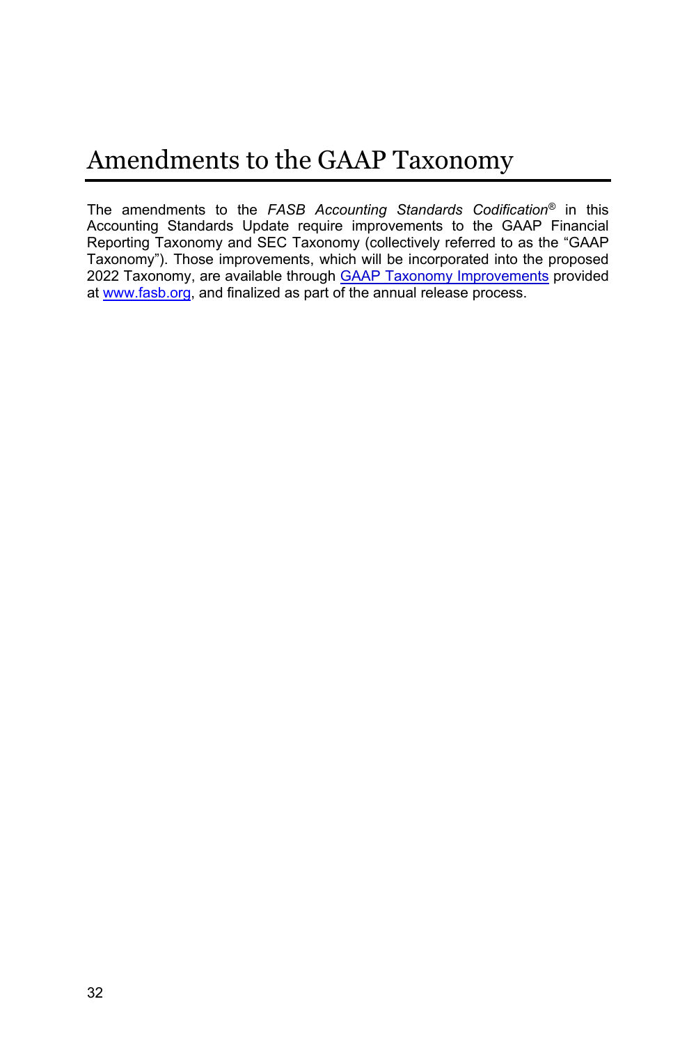# Amendments to the GAAP Taxonomy

The amendments to the *FASB Accounting Standards Codification*® in this Accounting Standards Update require improvements to the GAAP Financial Reporting Taxonomy and SEC Taxonomy (collectively referred to as the "GAAP Taxonomy"). Those improvements, which will be incorporated into the proposed 2022 Taxonomy, are available through GAAP Taxonomy Improvements provided at www.fasb.org, and finalized as part of the annual release process.